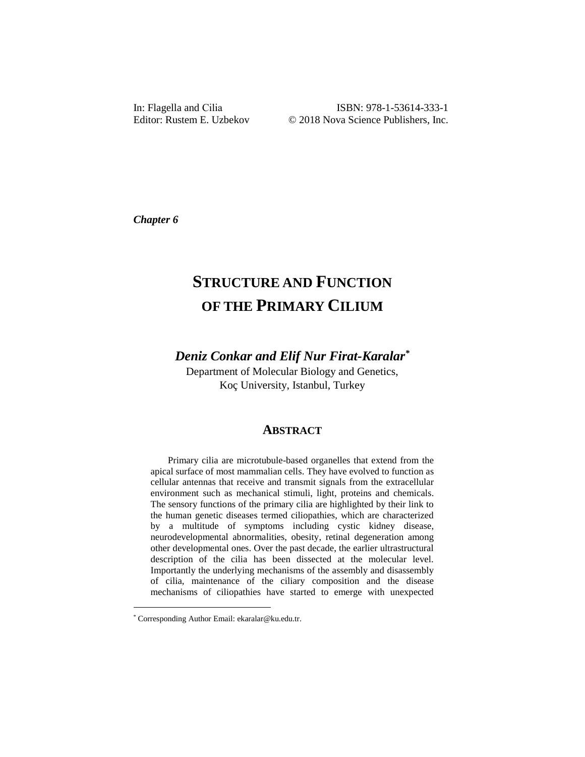In: Flagella and Cilia
Editor: Rustem E. Uzbekov

ISBN: 978-1-53614-333-1
© 2018 Nova Science Publishers, Inc.

***Chapter 6***

# STRUCTURE AND FUNCTION OF THE PRIMARY CILIUM

***Deniz Conkar and Elif Nur Firat-Karalar****

Department of Molecular Biology and Genetics,
Koç University, Istanbul, Turkey

## ABSTRACT

Primary cilia are microtubule-based organelles that extend from the apical surface of most mammalian cells. They have evolved to function as cellular antennas that receive and transmit signals from the extracellular environment such as mechanical stimuli, light, proteins and chemicals. The sensory functions of the primary cilia are highlighted by their link to the human genetic diseases termed ciliopathies, which are characterized by a multitude of symptoms including cystic kidney disease, neurodevelopmental abnormalities, obesity, retinal degeneration among other developmental ones. Over the past decade, the earlier ultrastructural description of the cilia has been dissected at the molecular level. Importantly the underlying mechanisms of the assembly and disassembly of cilia, maintenance of the ciliary composition and the disease mechanisms of ciliopathies have started to emerge with unexpected

---

* Corresponding Author Email: ekaralar@ku.edu.tr.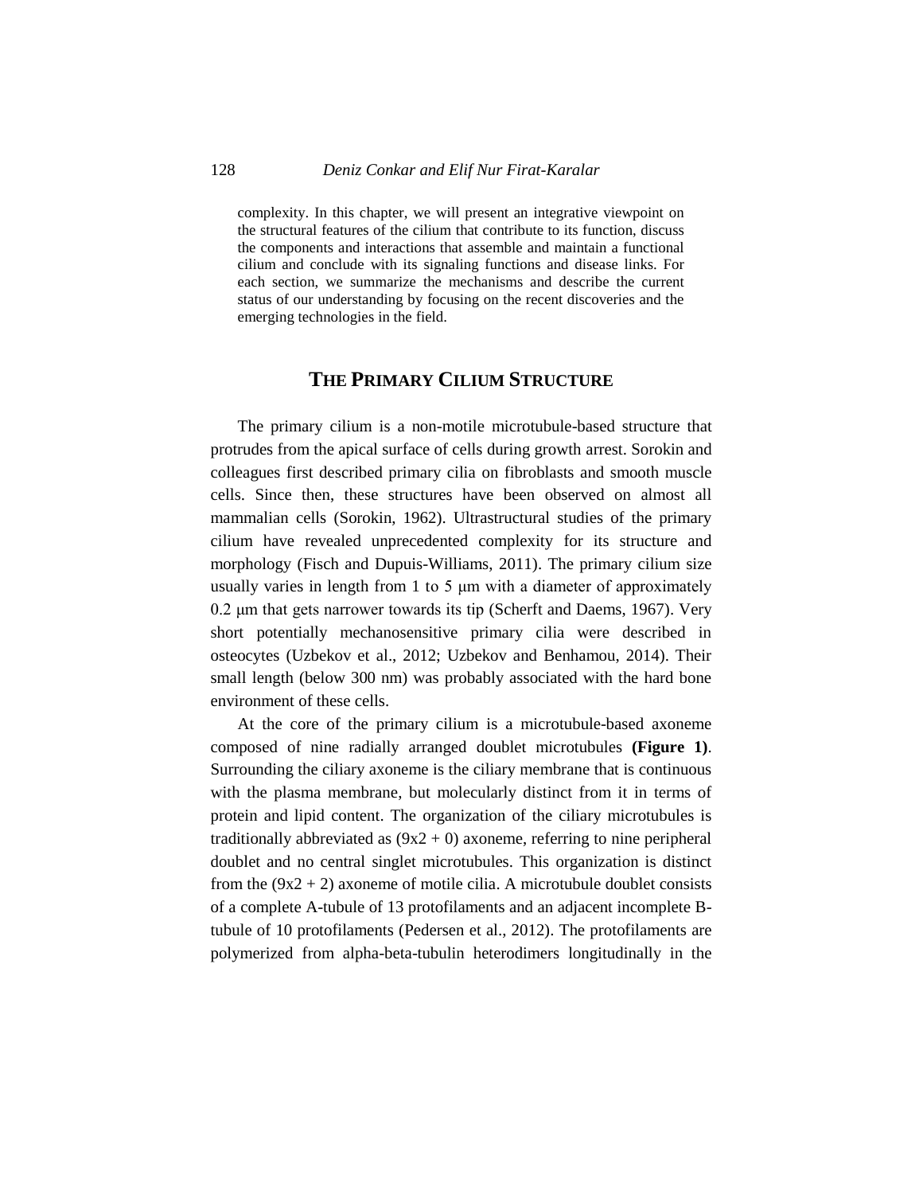complexity. In this chapter, we will present an integrative viewpoint on the structural features of the cilium that contribute to its function, discuss the components and interactions that assemble and maintain a functional cilium and conclude with its signaling functions and disease links. For each section, we summarize the mechanisms and describe the current status of our understanding by focusing on the recent discoveries and the emerging technologies in the field.

## The Primary Cilium Structure

The primary cilium is a non-motile microtubule-based structure that protrudes from the apical surface of cells during growth arrest. Sorokin and colleagues first described primary cilia on fibroblasts and smooth muscle cells. Since then, these structures have been observed on almost all mammalian cells (Sorokin, 1962). Ultrastructural studies of the primary cilium have revealed unprecedented complexity for its structure and morphology (Fisch and Dupuis-Williams, 2011). The primary cilium size usually varies in length from 1 to 5 μm with a diameter of approximately 0.2 μm that gets narrower towards its tip (Scherft and Daems, 1967). Very short potentially mechanosensitive primary cilia were described in osteocytes (Uzbekov et al., 2012; Uzbekov and Benhamou, 2014). Their small length (below 300 nm) was probably associated with the hard bone environment of these cells.

At the core of the primary cilium is a microtubule-based axoneme composed of nine radially arranged doublet microtubules **(Figure 1)**. Surrounding the ciliary axoneme is the ciliary membrane that is continuous with the plasma membrane, but molecularly distinct from it in terms of protein and lipid content. The organization of the ciliary microtubules is traditionally abbreviated as $(9x2 + 0)$ axoneme, referring to nine peripheral doublet and no central singlet microtubules. This organization is distinct from the $(9x2 + 2)$ axoneme of motile cilia. A microtubule doublet consists of a complete A-tubule of 13 protofilaments and an adjacent incomplete B-tubule of 10 protofilaments (Pedersen et al., 2012). The protofilaments are polymerized from alpha-beta-tubulin heterodimers longitudinally in the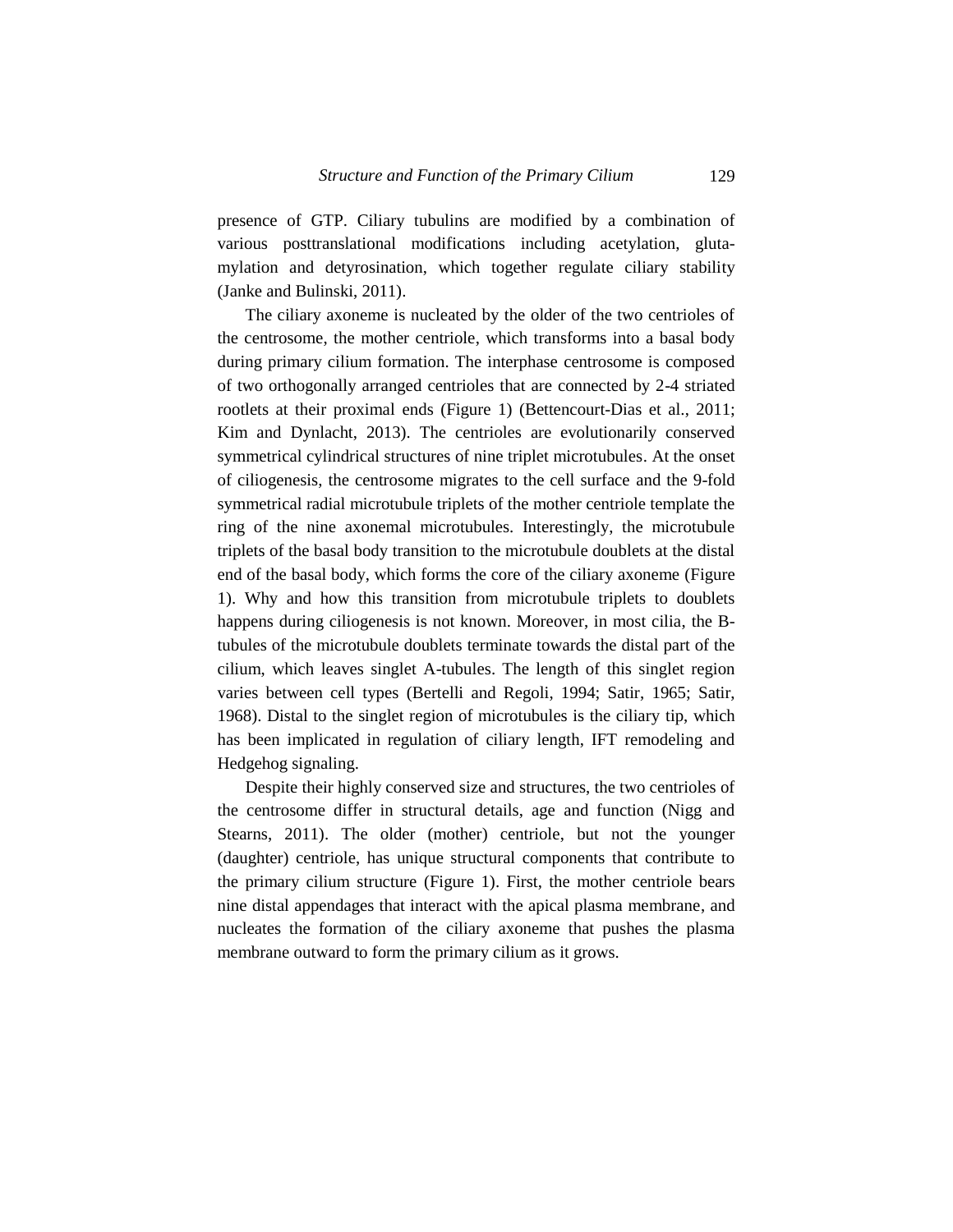presence of GTP. Ciliary tubulins are modified by a combination of various posttranslational modifications including acetylation, glutamylation and detyrosination, which together regulate ciliary stability (Janke and Bulinski, 2011).

The ciliary axoneme is nucleated by the older of the two centrioles of the centrosome, the mother centriole, which transforms into a basal body during primary cilium formation. The interphase centrosome is composed of two orthogonally arranged centrioles that are connected by 2-4 striated rootlets at their proximal ends (Figure 1) (Bettencourt-Dias et al., 2011; Kim and Dynlacht, 2013). The centrioles are evolutionarily conserved symmetrical cylindrical structures of nine triplet microtubules. At the onset of ciliogenesis, the centrosome migrates to the cell surface and the 9-fold symmetrical radial microtubule triplets of the mother centriole template the ring of the nine axonemal microtubules. Interestingly, the microtubule triplets of the basal body transition to the microtubule doublets at the distal end of the basal body, which forms the core of the ciliary axoneme (Figure 1). Why and how this transition from microtubule triplets to doublets happens during ciliogenesis is not known. Moreover, in most cilia, the B-tubules of the microtubule doublets terminate towards the distal part of the cilium, which leaves singlet A-tubules. The length of this singlet region varies between cell types (Bertelli and Regoli, 1994; Satir, 1965; Satir, 1968). Distal to the singlet region of microtubules is the ciliary tip, which has been implicated in regulation of ciliary length, IFT remodeling and Hedgehog signaling.

Despite their highly conserved size and structures, the two centrioles of the centrosome differ in structural details, age and function (Nigg and Stearns, 2011). The older (mother) centriole, but not the younger (daughter) centriole, has unique structural components that contribute to the primary cilium structure (Figure 1). First, the mother centriole bears nine distal appendages that interact with the apical plasma membrane, and nucleates the formation of the ciliary axoneme that pushes the plasma membrane outward to form the primary cilium as it grows.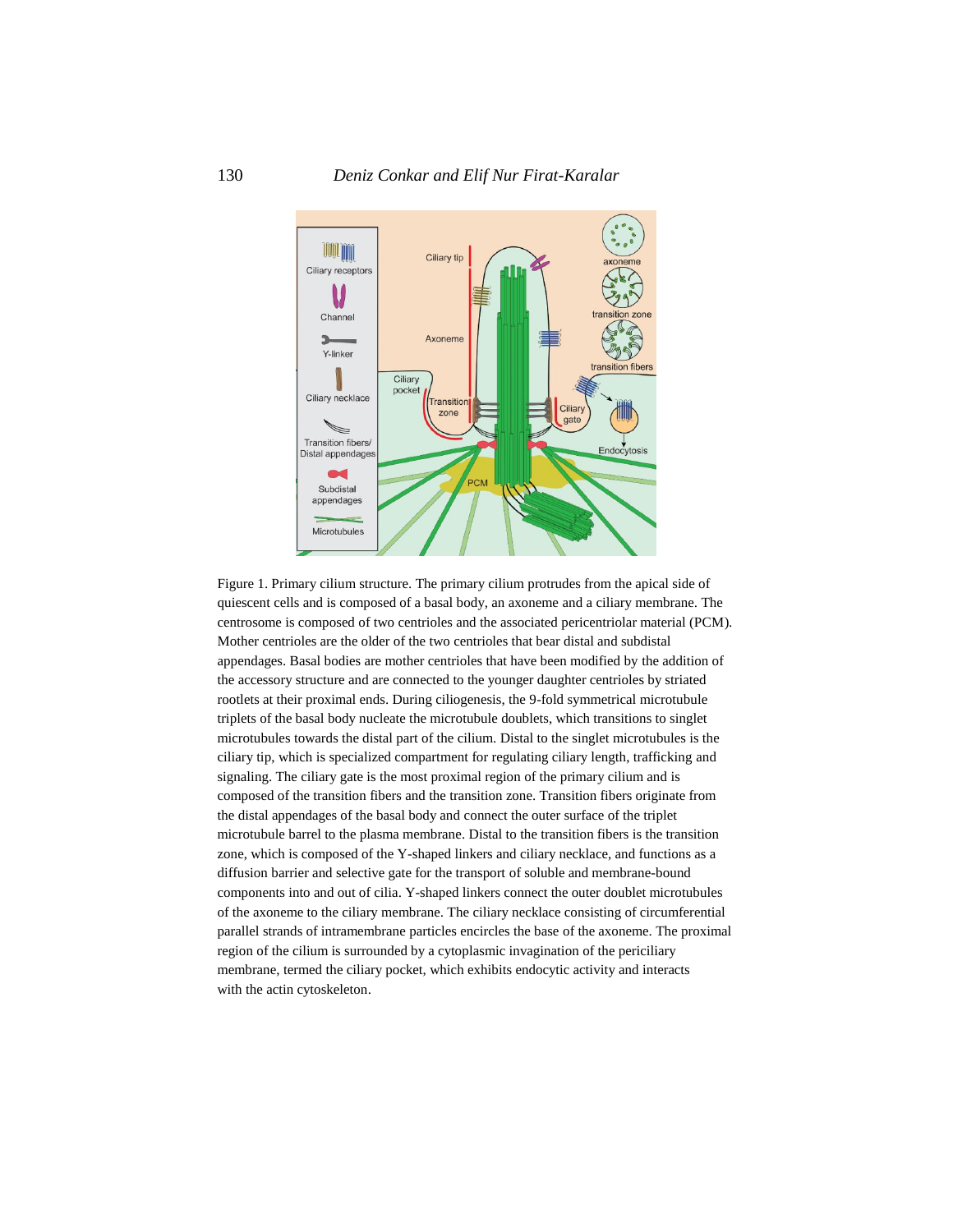Figure 1. Primary cilium structure. The primary cilium protrudes from the apical side of quiescent cells and is composed of a basal body, an axoneme and a ciliary membrane. The centrosome is composed of two centrioles and the associated pericentriolar material (PCM). Mother centrioles are the older of the two centrioles that bear distal and subdistal appendages. Basal bodies are mother centrioles that have been modified by the addition of the accessory structure and are connected to the younger daughter centrioles by striated rootlets at their proximal ends. During ciliogenesis, the 9-fold symmetrical microtubule triplets of the basal body nucleate the microtubule doublets, which transitions to singlet microtubules towards the distal part of the cilium. Distal to the singlet microtubules is the ciliary tip, which is specialized compartment for regulating ciliary length, trafficking and signaling. The ciliary gate is the most proximal region of the primary cilium and is composed of the transition fibers and the transition zone. Transition fibers originate from the distal appendages of the basal body and connect the outer surface of the triplet microtubule barrel to the plasma membrane. Distal to the transition fibers is the transition zone, which is composed of the Y-shaped linkers and ciliary necklace, and functions as a diffusion barrier and selective gate for the transport of soluble and membrane-bound components into and out of cilia. Y-shaped linkers connect the outer doublet microtubules of the axoneme to the ciliary membrane. The ciliary necklace consisting of circumferential parallel strands of intramembrane particles encircles the base of the axoneme. The proximal region of the cilium is surrounded by a cytoplasmic invagination of the periciliary membrane, termed the ciliary pocket, which exhibits endocytic activity and interacts with the actin cytoskeleton.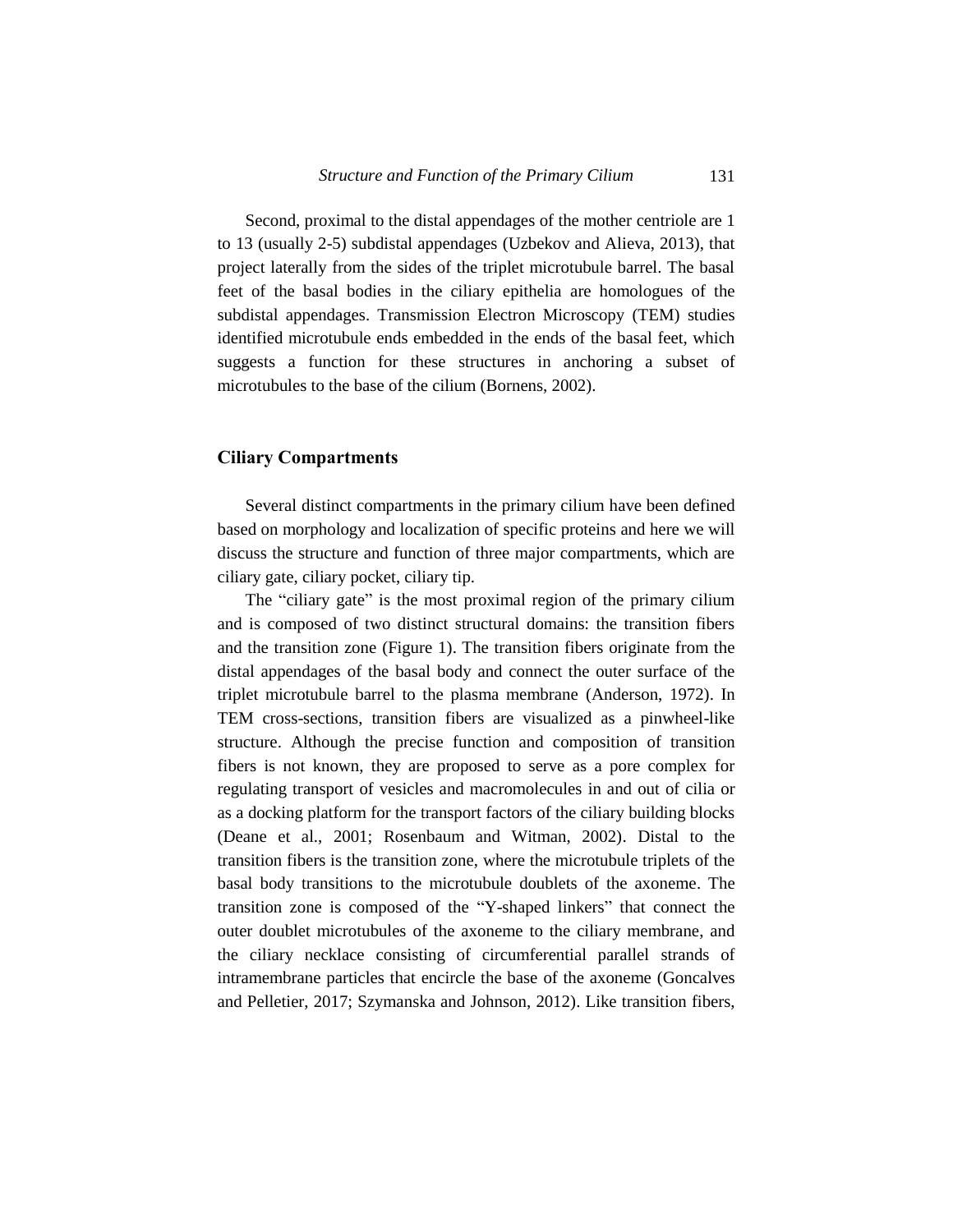Second, proximal to the distal appendages of the mother centriole are 1 to 13 (usually 2-5) subdistal appendages (Uzbekov and Alieva, 2013), that project laterally from the sides of the triplet microtubule barrel. The basal feet of the basal bodies in the ciliary epithelia are homologues of the subdistal appendages. Transmission Electron Microscopy (TEM) studies identified microtubule ends embedded in the ends of the basal feet, which suggests a function for these structures in anchoring a subset of microtubules to the base of the cilium (Bornens, 2002).

## Ciliary Compartments

Several distinct compartments in the primary cilium have been defined based on morphology and localization of specific proteins and here we will discuss the structure and function of three major compartments, which are ciliary gate, ciliary pocket, ciliary tip.

The "ciliary gate" is the most proximal region of the primary cilium and is composed of two distinct structural domains: the transition fibers and the transition zone (Figure 1). The transition fibers originate from the distal appendages of the basal body and connect the outer surface of the triplet microtubule barrel to the plasma membrane (Anderson, 1972). In TEM cross-sections, transition fibers are visualized as a pinwheel-like structure. Although the precise function and composition of transition fibers is not known, they are proposed to serve as a pore complex for regulating transport of vesicles and macromolecules in and out of cilia or as a docking platform for the transport factors of the ciliary building blocks (Deane et al., 2001; Rosenbaum and Witman, 2002). Distal to the transition fibers is the transition zone, where the microtubule triplets of the basal body transitions to the microtubule doublets of the axoneme. The transition zone is composed of the "Y-shaped linkers" that connect the outer doublet microtubules of the axoneme to the ciliary membrane, and the ciliary necklace consisting of circumferential parallel strands of intramembrane particles that encircle the base of the axoneme (Goncalves and Pelletier, 2017; Szymanska and Johnson, 2012). Like transition fibers,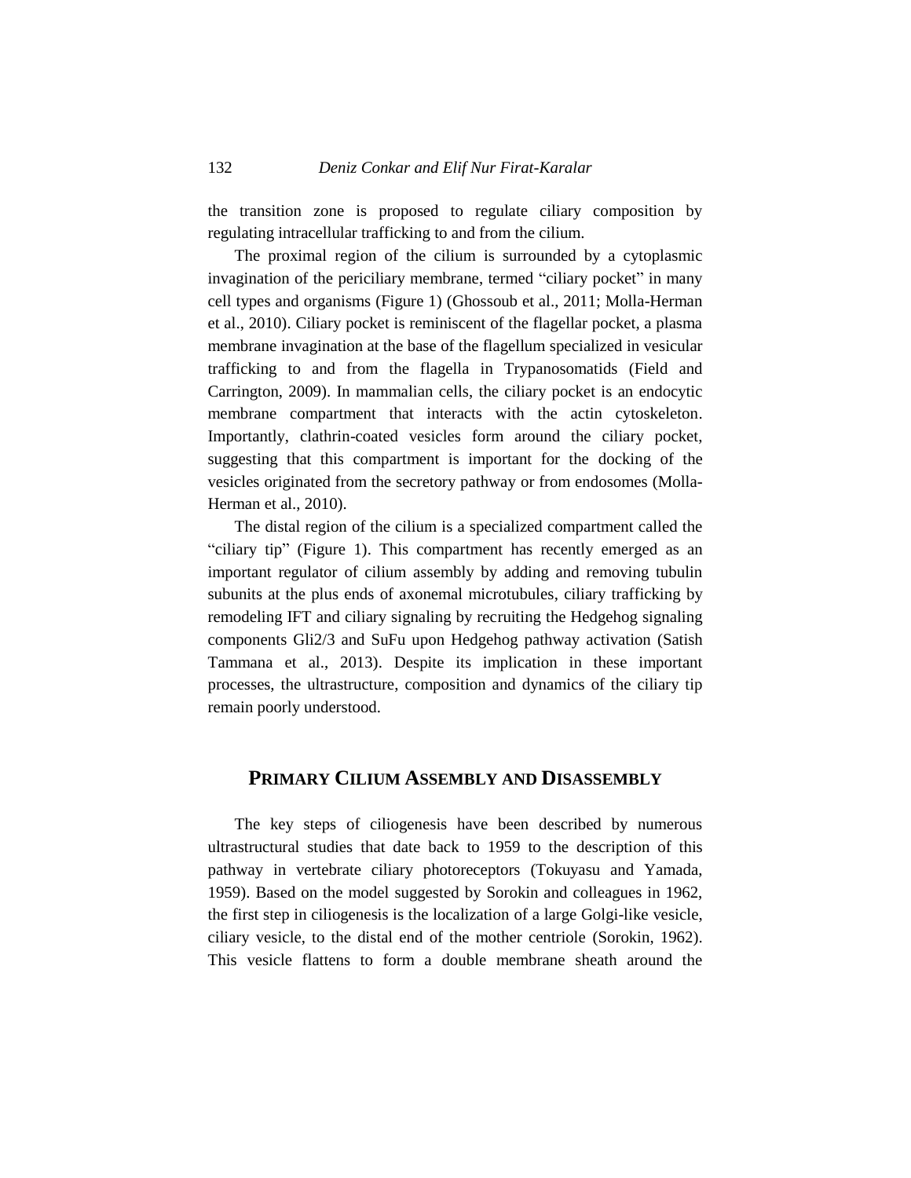the transition zone is proposed to regulate ciliary composition by regulating intracellular trafficking to and from the cilium.

The proximal region of the cilium is surrounded by a cytoplasmic invagination of the periciliary membrane, termed "ciliary pocket" in many cell types and organisms (Figure 1) (Ghossoub et al., 2011; Molla-Herman et al., 2010). Ciliary pocket is reminiscent of the flagellar pocket, a plasma membrane invagination at the base of the flagellum specialized in vesicular trafficking to and from the flagella in Trypanosomatids (Field and Carrington, 2009). In mammalian cells, the ciliary pocket is an endocytic membrane compartment that interacts with the actin cytoskeleton. Importantly, clathrin-coated vesicles form around the ciliary pocket, suggesting that this compartment is important for the docking of the vesicles originated from the secretory pathway or from endosomes (Molla-Herman et al., 2010).

The distal region of the cilium is a specialized compartment called the "ciliary tip" (Figure 1). This compartment has recently emerged as an important regulator of cilium assembly by adding and removing tubulin subunits at the plus ends of axonemal microtubules, ciliary trafficking by remodeling IFT and ciliary signaling by recruiting the Hedgehog signaling components Gli2/3 and SuFu upon Hedgehog pathway activation (Satish Tammana et al., 2013). Despite its implication in these important processes, the ultrastructure, composition and dynamics of the ciliary tip remain poorly understood.

## PRIMARY CILIUM ASSEMBLY AND DISASSEMBLY

The key steps of ciliogenesis have been described by numerous ultrastructural studies that date back to 1959 to the description of this pathway in vertebrate ciliary photoreceptors (Tokuyasu and Yamada, 1959). Based on the model suggested by Sorokin and colleagues in 1962, the first step in ciliogenesis is the localization of a large Golgi-like vesicle, ciliary vesicle, to the distal end of the mother centriole (Sorokin, 1962). This vesicle flattens to form a double membrane sheath around the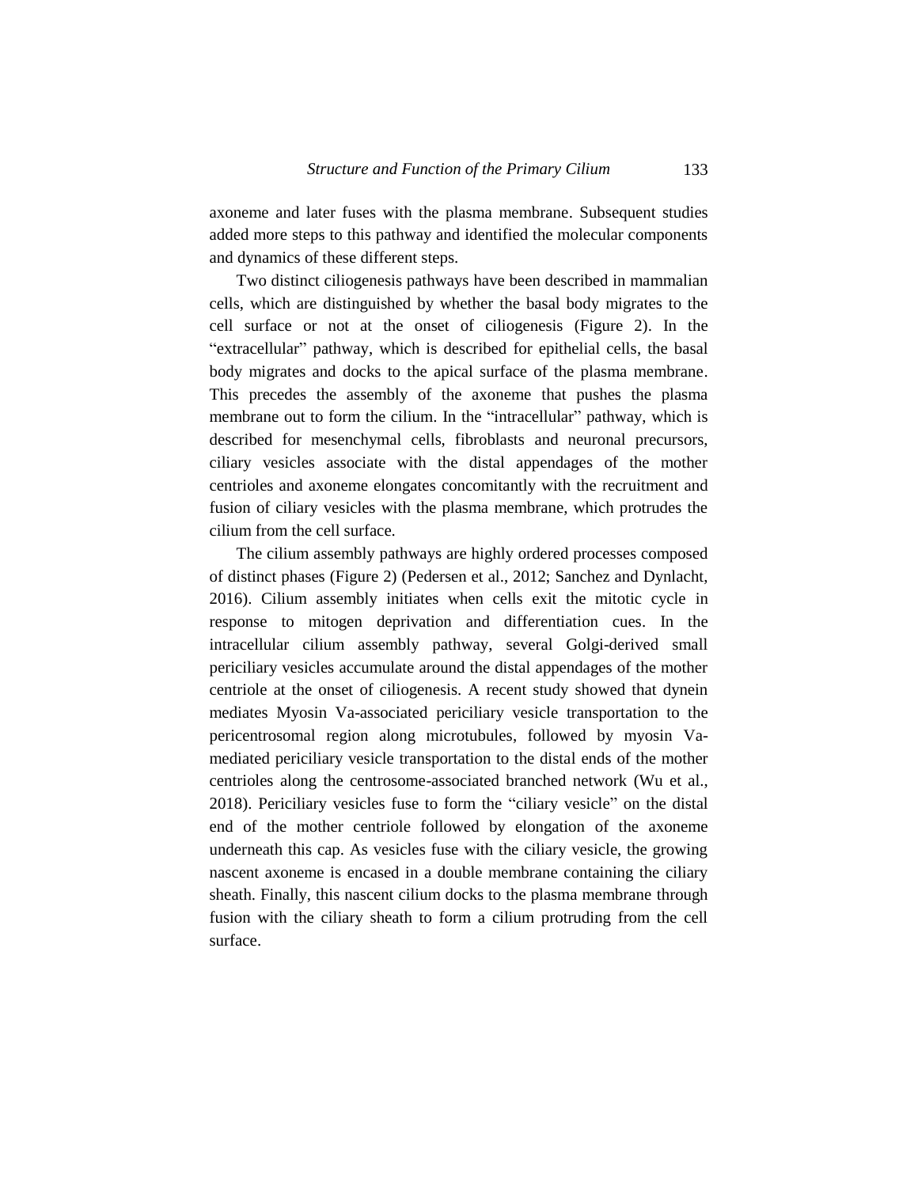axoneme and later fuses with the plasma membrane. Subsequent studies added more steps to this pathway and identified the molecular components and dynamics of these different steps.

Two distinct ciliogenesis pathways have been described in mammalian cells, which are distinguished by whether the basal body migrates to the cell surface or not at the onset of ciliogenesis (Figure 2). In the "extracellular" pathway, which is described for epithelial cells, the basal body migrates and docks to the apical surface of the plasma membrane. This precedes the assembly of the axoneme that pushes the plasma membrane out to form the cilium. In the "intracellular" pathway, which is described for mesenchymal cells, fibroblasts and neuronal precursors, ciliary vesicles associate with the distal appendages of the mother centrioles and axoneme elongates concomitantly with the recruitment and fusion of ciliary vesicles with the plasma membrane, which protrudes the cilium from the cell surface.

The cilium assembly pathways are highly ordered processes composed of distinct phases (Figure 2) (Pedersen et al., 2012; Sanchez and Dynlacht, 2016). Cilium assembly initiates when cells exit the mitotic cycle in response to mitogen deprivation and differentiation cues. In the intracellular cilium assembly pathway, several Golgi-derived small periciliary vesicles accumulate around the distal appendages of the mother centriole at the onset of ciliogenesis. A recent study showed that dynein mediates Myosin Va-associated periciliary vesicle transportation to the pericentrosomal region along microtubules, followed by myosin Va-mediated periciliary vesicle transportation to the distal ends of the mother centrioles along the centrosome-associated branched network (Wu et al., 2018). Periciliary vesicles fuse to form the "ciliary vesicle" on the distal end of the mother centriole followed by elongation of the axoneme underneath this cap. As vesicles fuse with the ciliary vesicle, the growing nascent axoneme is encased in a double membrane containing the ciliary sheath. Finally, this nascent cilium docks to the plasma membrane through fusion with the ciliary sheath to form a cilium protruding from the cell surface.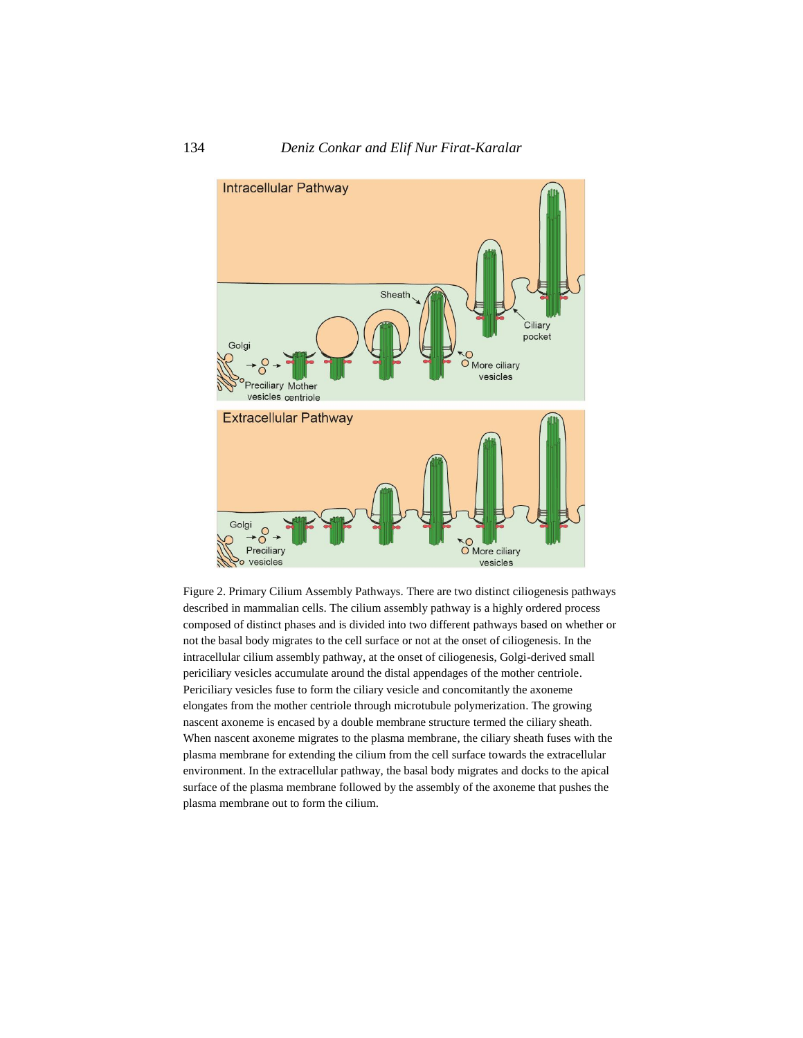Figure 2. Primary Cilium Assembly Pathways. There are two distinct ciliogenesis pathways described in mammalian cells. The cilium assembly pathway is a highly ordered process composed of distinct phases and is divided into two different pathways based on whether or not the basal body migrates to the cell surface or not at the onset of ciliogenesis. In the intracellular cilium assembly pathway, at the onset of ciliogenesis, Golgi-derived small periciliary vesicles accumulate around the distal appendages of the mother centriole. Periciliary vesicles fuse to form the ciliary vesicle and concomitantly the axoneme elongates from the mother centriole through microtubule polymerization. The growing nascent axoneme is encased by a double membrane structure termed the ciliary sheath. When nascent axoneme migrates to the plasma membrane, the ciliary sheath fuses with the plasma membrane for extending the cilium from the cell surface towards the extracellular environment. In the extracellular pathway, the basal body migrates and docks to the apical surface of the plasma membrane followed by the assembly of the axoneme that pushes the plasma membrane out to form the cilium.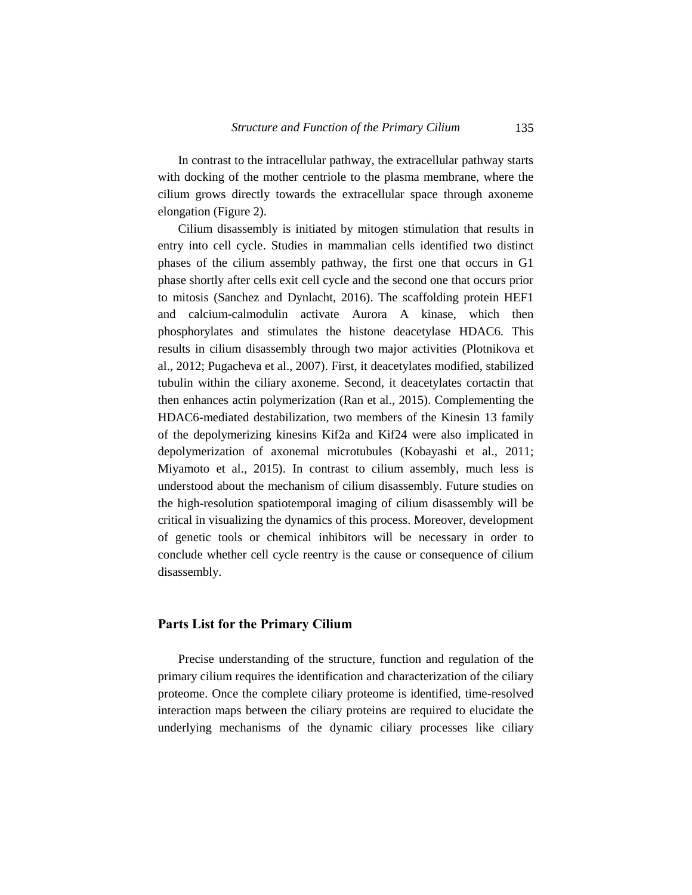In contrast to the intracellular pathway, the extracellular pathway starts with docking of the mother centriole to the plasma membrane, where the cilium grows directly towards the extracellular space through axoneme elongation (Figure 2).

Cilium disassembly is initiated by mitogen stimulation that results in entry into cell cycle. Studies in mammalian cells identified two distinct phases of the cilium assembly pathway, the first one that occurs in G1 phase shortly after cells exit cell cycle and the second one that occurs prior to mitosis (Sanchez and Dynlacht, 2016). The scaffolding protein HEF1 and calcium-calmodulin activate Aurora A kinase, which then phosphorylates and stimulates the histone deacetylase HDAC6. This results in cilium disassembly through two major activities (Plotnikova et al., 2012; Pugacheva et al., 2007). First, it deacetylates modified, stabilized tubulin within the ciliary axoneme. Second, it deacetylates cortactin that then enhances actin polymerization (Ran et al., 2015). Complementing the HDAC6-mediated destabilization, two members of the Kinesin 13 family of the depolymerizing kinesins Kif2a and Kif24 were also implicated in depolymerization of axonemal microtubules (Kobayashi et al., 2011; Miyamoto et al., 2015). In contrast to cilium assembly, much less is understood about the mechanism of cilium disassembly. Future studies on the high-resolution spatiotemporal imaging of cilium disassembly will be critical in visualizing the dynamics of this process. Moreover, development of genetic tools or chemical inhibitors will be necessary in order to conclude whether cell cycle reentry is the cause or consequence of cilium disassembly.

## Parts List for the Primary Cilium

Precise understanding of the structure, function and regulation of the primary cilium requires the identification and characterization of the ciliary proteome. Once the complete ciliary proteome is identified, time-resolved interaction maps between the ciliary proteins are required to elucidate the underlying mechanisms of the dynamic ciliary processes like ciliary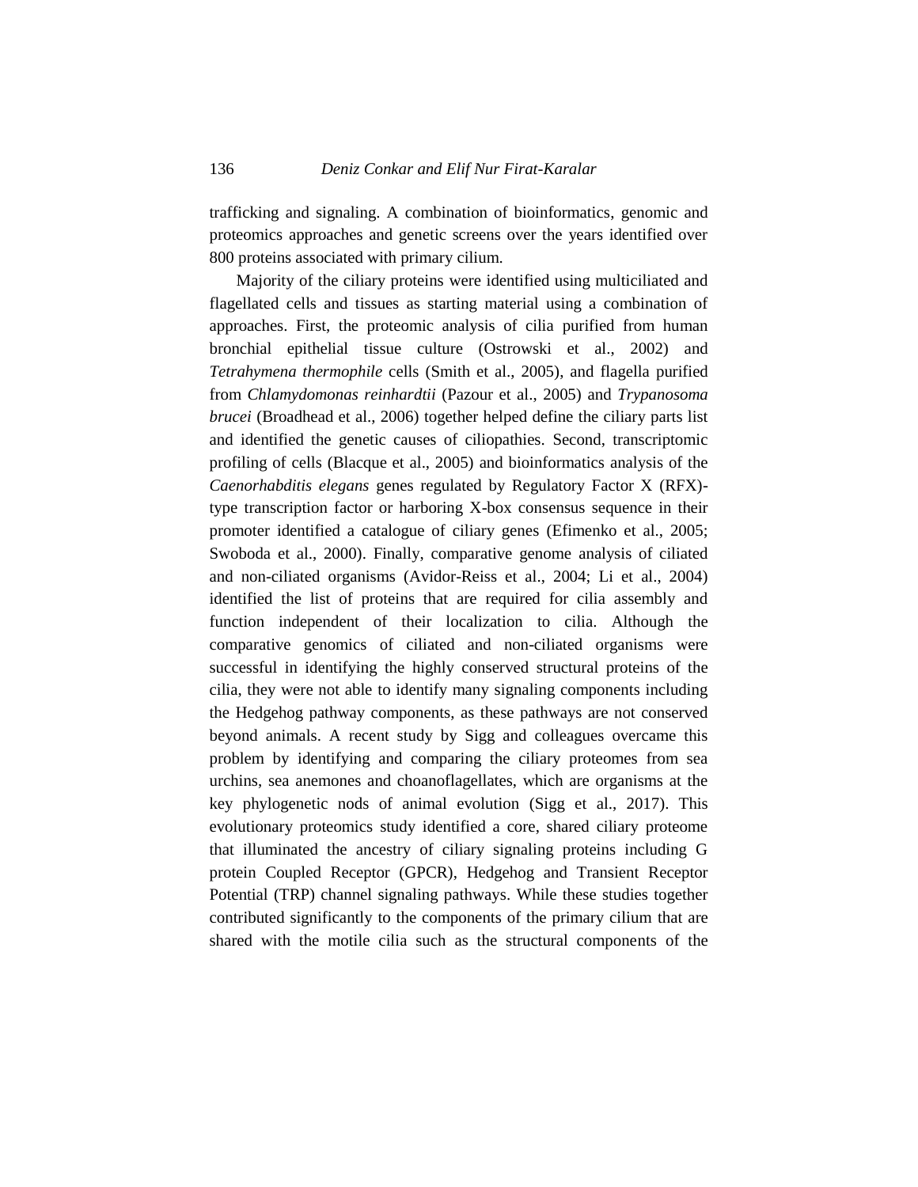trafficking and signaling. A combination of bioinformatics, genomic and proteomics approaches and genetic screens over the years identified over 800 proteins associated with primary cilium.

Majority of the ciliary proteins were identified using multiciliated and flagellated cells and tissues as starting material using a combination of approaches. First, the proteomic analysis of cilia purified from human bronchial epithelial tissue culture (Ostrowski et al., 2002) and *Tetrahymena thermophile* cells (Smith et al., 2005), and flagella purified from *Chlamydomonas reinhardtii* (Pazour et al., 2005) and *Trypanosoma brucei* (Broadhead et al., 2006) together helped define the ciliary parts list and identified the genetic causes of ciliopathies. Second, transcriptomic profiling of cells (Blacque et al., 2005) and bioinformatics analysis of the *Caenorhabditis elegans* genes regulated by Regulatory Factor X (RFX)-type transcription factor or harboring X-box consensus sequence in their promoter identified a catalogue of ciliary genes (Efimenko et al., 2005; Swoboda et al., 2000). Finally, comparative genome analysis of ciliated and non-ciliated organisms (Avidor-Reiss et al., 2004; Li et al., 2004) identified the list of proteins that are required for cilia assembly and function independent of their localization to cilia. Although the comparative genomics of ciliated and non-ciliated organisms were successful in identifying the highly conserved structural proteins of the cilia, they were not able to identify many signaling components including the Hedgehog pathway components, as these pathways are not conserved beyond animals. A recent study by Sigg and colleagues overcame this problem by identifying and comparing the ciliary proteomes from sea urchins, sea anemones and choanoflagellates, which are organisms at the key phylogenetic nods of animal evolution (Sigg et al., 2017). This evolutionary proteomics study identified a core, shared ciliary proteome that illuminated the ancestry of ciliary signaling proteins including G protein Coupled Receptor (GPCR), Hedgehog and Transient Receptor Potential (TRP) channel signaling pathways. While these studies together contributed significantly to the components of the primary cilium that are shared with the motile cilia such as the structural components of the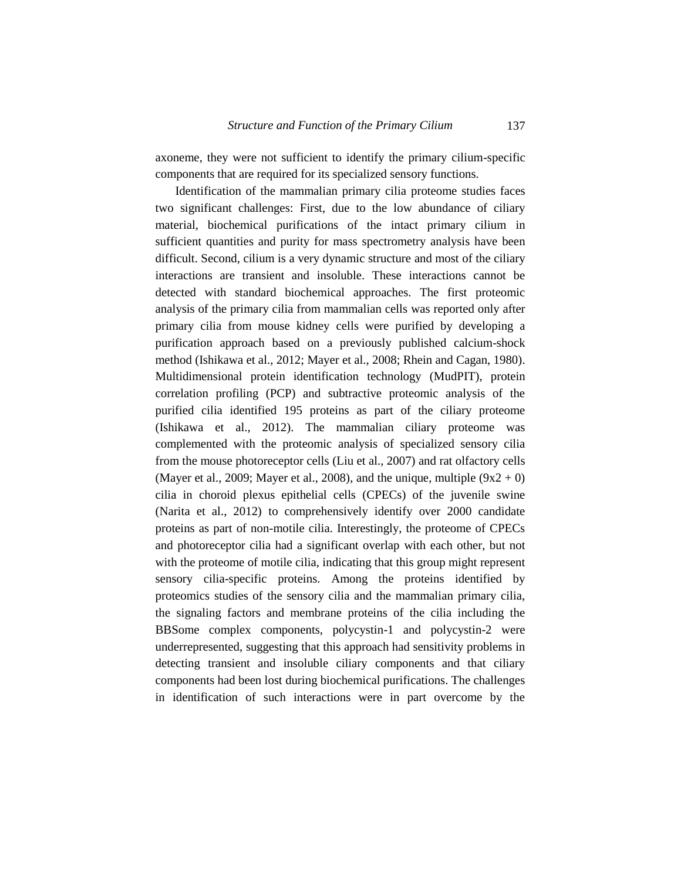axoneme, they were not sufficient to identify the primary cilium-specific components that are required for its specialized sensory functions.

Identification of the mammalian primary cilia proteome studies faces two significant challenges: First, due to the low abundance of ciliary material, biochemical purifications of the intact primary cilium in sufficient quantities and purity for mass spectrometry analysis have been difficult. Second, cilium is a very dynamic structure and most of the ciliary interactions are transient and insoluble. These interactions cannot be detected with standard biochemical approaches. The first proteomic analysis of the primary cilia from mammalian cells was reported only after primary cilia from mouse kidney cells were purified by developing a purification approach based on a previously published calcium-shock method (Ishikawa et al., 2012; Mayer et al., 2008; Rhein and Cagan, 1980). Multidimensional protein identification technology (MudPIT), protein correlation profiling (PCP) and subtractive proteomic analysis of the purified cilia identified 195 proteins as part of the ciliary proteome (Ishikawa et al., 2012). The mammalian ciliary proteome was complemented with the proteomic analysis of specialized sensory cilia from the mouse photoreceptor cells (Liu et al., 2007) and rat olfactory cells (Mayer et al., 2009; Mayer et al., 2008), and the unique, multiple $(9x2 + 0)$ cilia in choroid plexus epithelial cells (CPECs) of the juvenile swine (Narita et al., 2012) to comprehensively identify over 2000 candidate proteins as part of non-motile cilia. Interestingly, the proteome of CPECs and photoreceptor cilia had a significant overlap with each other, but not with the proteome of motile cilia, indicating that this group might represent sensory cilia-specific proteins. Among the proteins identified by proteomics studies of the sensory cilia and the mammalian primary cilia, the signaling factors and membrane proteins of the cilia including the BBSome complex components, polycystin-1 and polycystin-2 were underrepresented, suggesting that this approach had sensitivity problems in detecting transient and insoluble ciliary components and that ciliary components had been lost during biochemical purifications. The challenges in identification of such interactions were in part overcome by the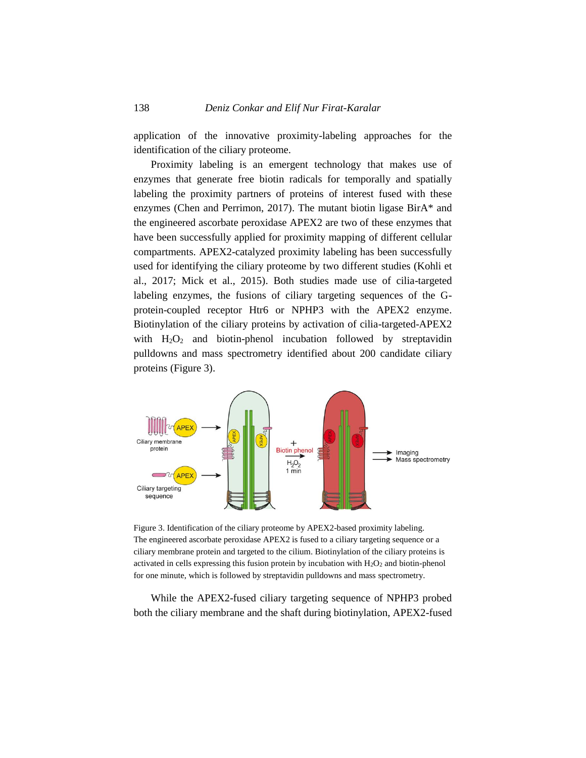application of the innovative proximity-labeling approaches for the identification of the ciliary proteome.

Proximity labeling is an emergent technology that makes use of enzymes that generate free biotin radicals for temporally and spatially labeling the proximity partners of proteins of interest fused with these enzymes (Chen and Perrimon, 2017). The mutant biotin ligase BirA* and the engineered ascorbate peroxidase APEX2 are two of these enzymes that have been successfully applied for proximity mapping of different cellular compartments. APEX2-catalyzed proximity labeling has been successfully used for identifying the ciliary proteome by two different studies (Kohli et al., 2017; Mick et al., 2015). Both studies made use of cilia-targeted labeling enzymes, the fusions of ciliary targeting sequences of the G-protein-coupled receptor Htr6 or NPHP3 with the APEX2 enzyme. Biotinylation of the ciliary proteins by activation of cilia-targeted-APEX2 with $H_2O_2$ and biotin-phenol incubation followed by streptavidin pulldowns and mass spectrometry identified about 200 candidate ciliary proteins (Figure 3).

Figure 3. Identification of the ciliary proteome by APEX2-based proximity labeling. The engineered ascorbate peroxidase APEX2 is fused to a ciliary targeting sequence or a ciliary membrane protein and targeted to the cilium. Biotinylation of the ciliary proteins is activated in cells expressing this fusion protein by incubation with $H_2O_2$ and biotin-phenol for one minute, which is followed by streptavidin pulldowns and mass spectrometry.

While the APEX2-fused ciliary targeting sequence of NPHP3 probed both the ciliary membrane and the shaft during biotinylation, APEX2-fused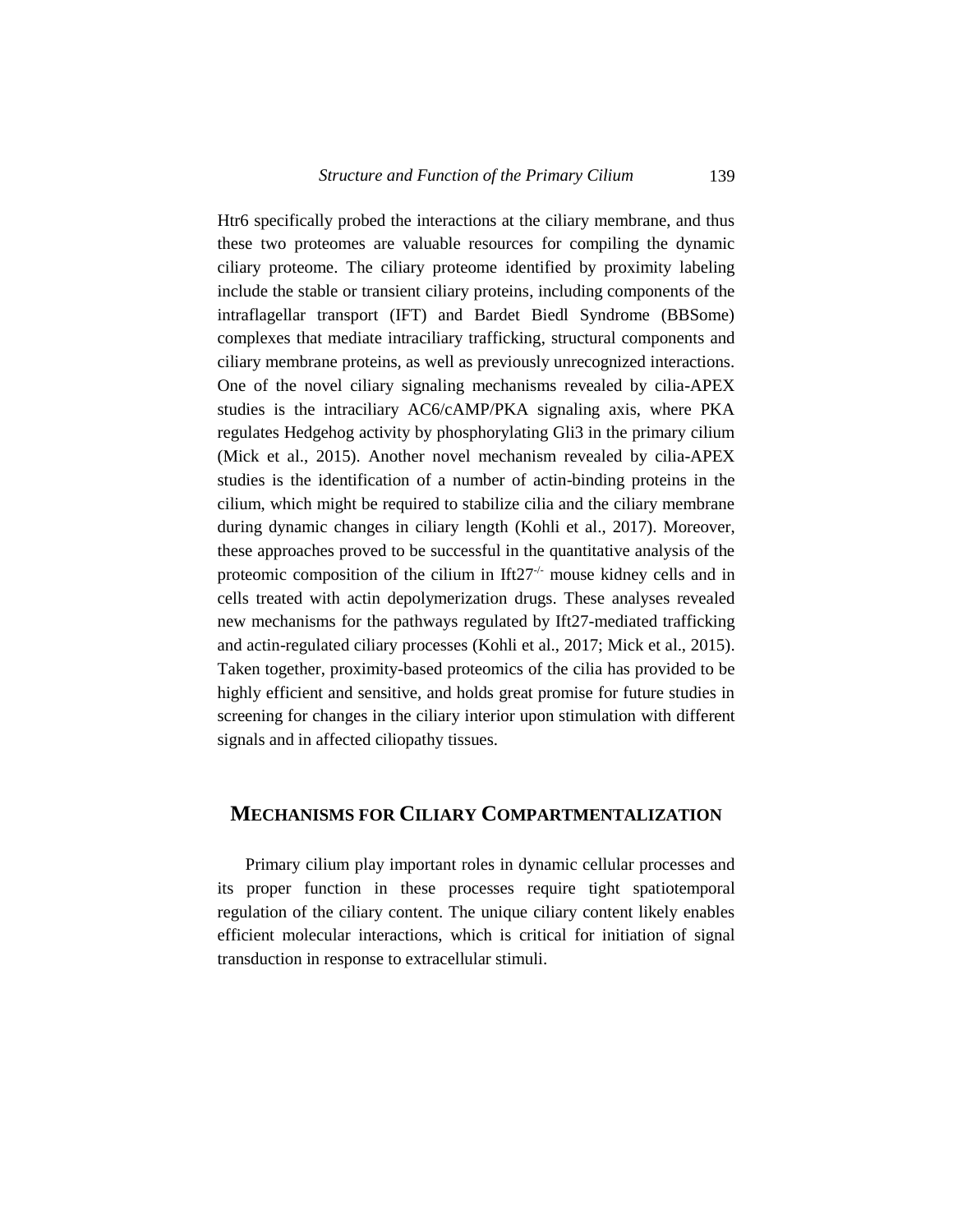Htr6 specifically probed the interactions at the ciliary membrane, and thus these two proteomes are valuable resources for compiling the dynamic ciliary proteome. The ciliary proteome identified by proximity labeling include the stable or transient ciliary proteins, including components of the intraflagellar transport (IFT) and Bardet Biedl Syndrome (BBSome) complexes that mediate intraciliary trafficking, structural components and ciliary membrane proteins, as well as previously unrecognized interactions. One of the novel ciliary signaling mechanisms revealed by cilia-APEX studies is the intraciliary AC6/cAMP/PKA signaling axis, where PKA regulates Hedgehog activity by phosphorylating Gli3 in the primary cilium (Mick et al., 2015). Another novel mechanism revealed by cilia-APEX studies is the identification of a number of actin-binding proteins in the cilium, which might be required to stabilize cilia and the ciliary membrane during dynamic changes in ciliary length (Kohli et al., 2017). Moreover, these approaches proved to be successful in the quantitative analysis of the proteomic composition of the cilium in Ift27$^{-/-}$ mouse kidney cells and in cells treated with actin depolymerization drugs. These analyses revealed new mechanisms for the pathways regulated by Ift27-mediated trafficking and actin-regulated ciliary processes (Kohli et al., 2017; Mick et al., 2015). Taken together, proximity-based proteomics of the cilia has provided to be highly efficient and sensitive, and holds great promise for future studies in screening for changes in the ciliary interior upon stimulation with different signals and in affected ciliopathy tissues.

## MECHANISMS FOR CILIARY COMPARTMENTALIZATION

Primary cilium play important roles in dynamic cellular processes and its proper function in these processes require tight spatiotemporal regulation of the ciliary content. The unique ciliary content likely enables efficient molecular interactions, which is critical for initiation of signal transduction in response to extracellular stimuli.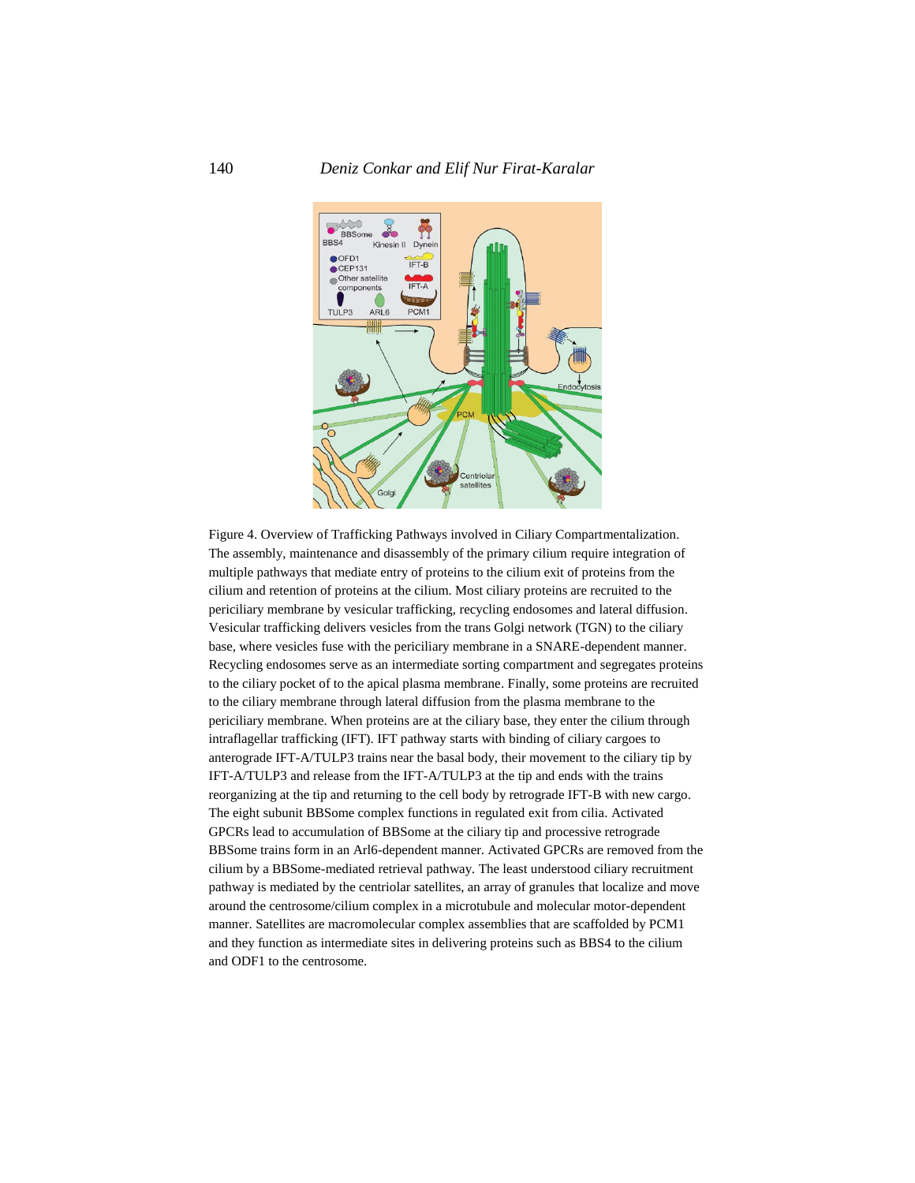Figure 4. Overview of Trafficking Pathways involved in Ciliary Compartmentalization. The assembly, maintenance and disassembly of the primary cilium require integration of multiple pathways that mediate entry of proteins to the cilium exit of proteins from the cilium and retention of proteins at the cilium. Most ciliary proteins are recruited to the periciliary membrane by vesicular trafficking, recycling endosomes and lateral diffusion. Vesicular trafficking delivers vesicles from the trans Golgi network (TGN) to the ciliary base, where vesicles fuse with the periciliary membrane in a SNARE-dependent manner. Recycling endosomes serve as an intermediate sorting compartment and segregates proteins to the ciliary pocket of to the apical plasma membrane. Finally, some proteins are recruited to the ciliary membrane through lateral diffusion from the plasma membrane to the periciliary membrane. When proteins are at the ciliary base, they enter the cilium through intraflagellar trafficking (IFT). IFT pathway starts with binding of ciliary cargoes to anterograde IFT-A/TULP3 trains near the basal body, their movement to the ciliary tip by IFT-A/TULP3 and release from the IFT-A/TULP3 at the tip and ends with the trains reorganizing at the tip and returning to the cell body by retrograde IFT-B with new cargo. The eight subunit BBSome complex functions in regulated exit from cilia. Activated GPCRs lead to accumulation of BBSome at the ciliary tip and processive retrograde BBSome trains form in an Arl6-dependent manner. Activated GPCRs are removed from the cilium by a BBSome-mediated retrieval pathway. The least understood ciliary recruitment pathway is mediated by the centriolar satellites, an array of granules that localize and move around the centrosome/cilium complex in a microtubule and molecular motor-dependent manner. Satellites are macromolecular complex assemblies that are scaffolded by PCM1 and they function as intermediate sites in delivering proteins such as BBS4 to the cilium and ODF1 to the centrosome.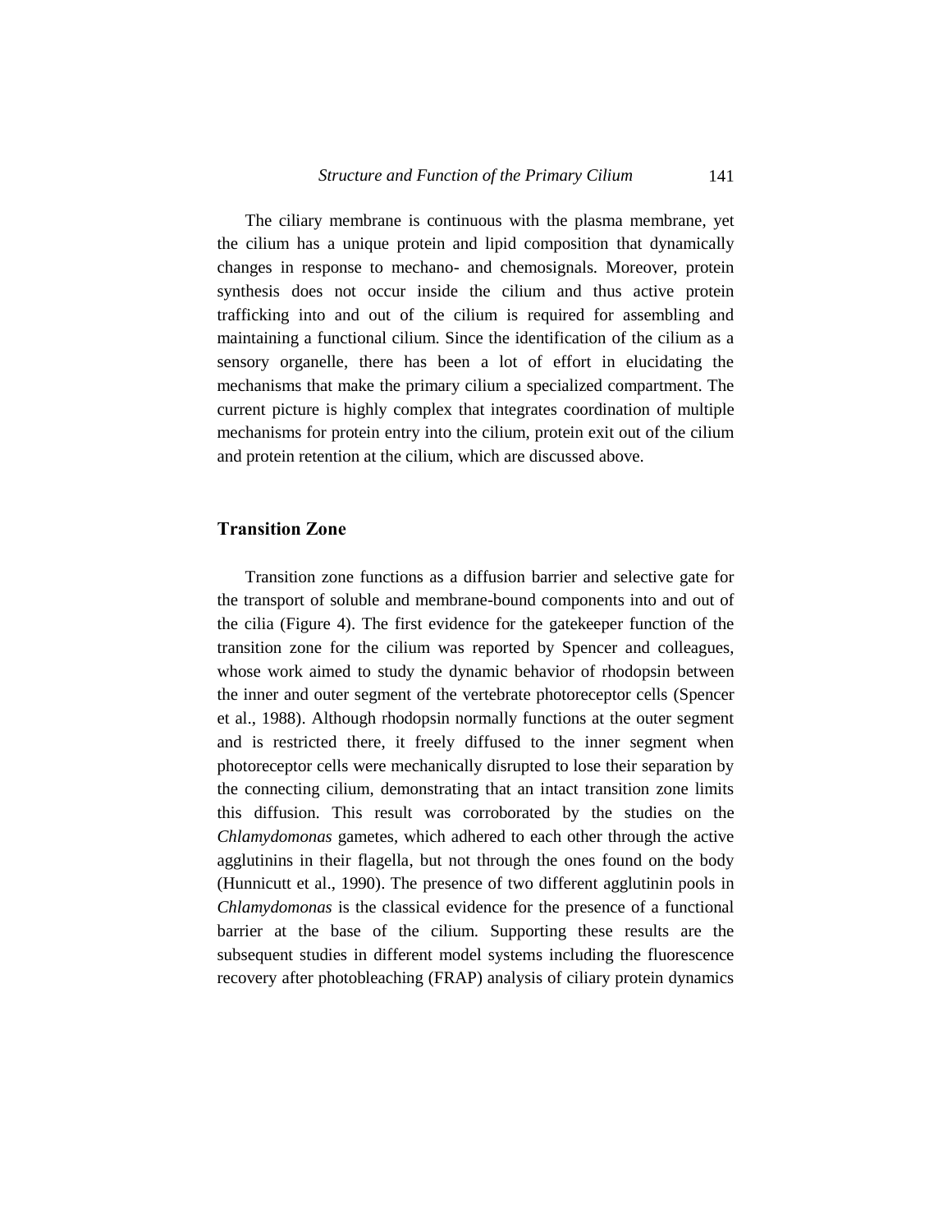The ciliary membrane is continuous with the plasma membrane, yet the cilium has a unique protein and lipid composition that dynamically changes in response to mechano- and chemosignals. Moreover, protein synthesis does not occur inside the cilium and thus active protein trafficking into and out of the cilium is required for assembling and maintaining a functional cilium. Since the identification of the cilium as a sensory organelle, there has been a lot of effort in elucidating the mechanisms that make the primary cilium a specialized compartment. The current picture is highly complex that integrates coordination of multiple mechanisms for protein entry into the cilium, protein exit out of the cilium and protein retention at the cilium, which are discussed above.

## Transition Zone

Transition zone functions as a diffusion barrier and selective gate for the transport of soluble and membrane-bound components into and out of the cilia (Figure 4). The first evidence for the gatekeeper function of the transition for the cilium was reported by Spencer and colleagues, whose work aimed to study the dynamic behavior of rhodopsin between the inner and outer segment of the vertebrate photoreceptor cells (Spencer et al., 1988). Although rhodopsin normally functions at the outer segment and is restricted there, it freely diffused to the inner segment when photoreceptor cells were mechanically disrupted to lose their separation by the connecting cilium, demonstrating that an intact transition zone limits this diffusion. This result was corroborated by the studies on the *Chlamydomonas* gametes, which adhered to each other through the active agglutinins in their flagella, but not through the ones found on the body (Hunnicutt et al., 1990). The presence of two different agglutinin pools in *Chlamydomonas* is the classical evidence for the presence of a functional barrier at the base of the cilium. Supporting these results are the subsequent studies in different model systems including the fluorescence recovery after photobleaching (FRAP) analysis of ciliary protein dynamics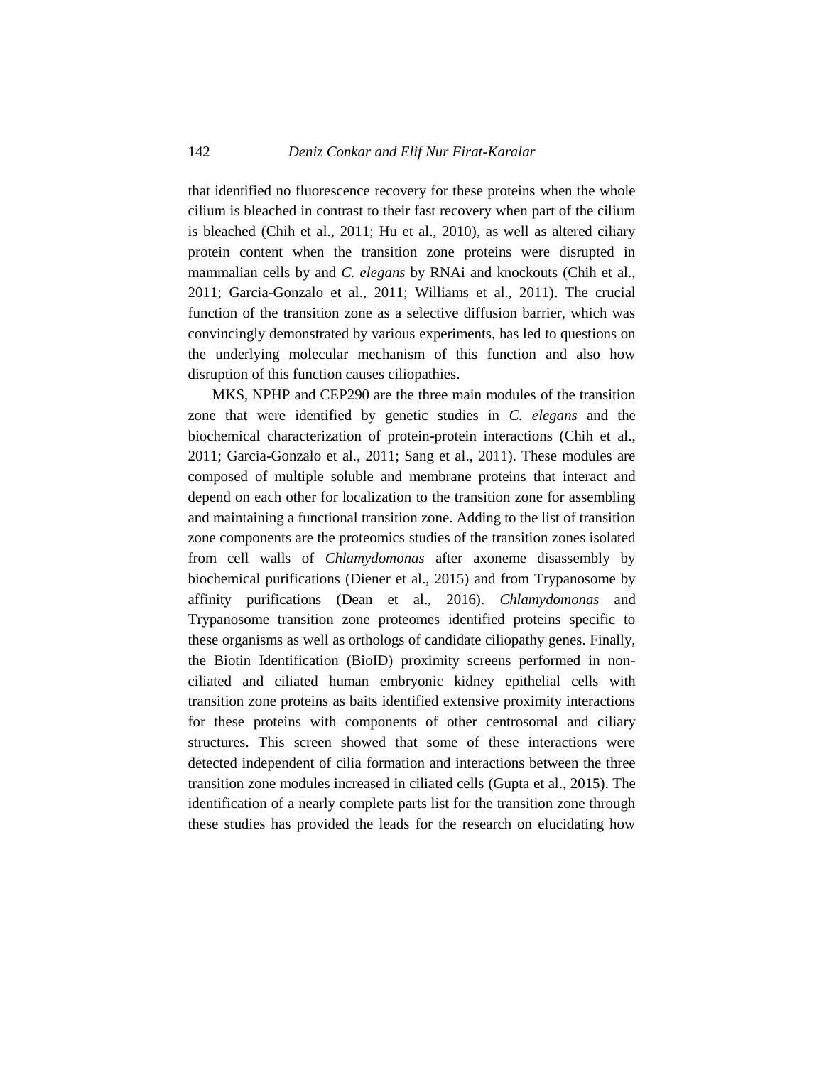that identified no fluorescence recovery for these proteins when the whole cilium is bleached in contrast to their fast recovery when part of the cilium is bleached (Chih et al., 2011; Hu et al., 2010), as well as altered ciliary protein content when the transition zone proteins were disrupted in mammalian cells by and *C. elegans* by RNAi and knockouts (Chih et al., 2011; Garcia-Gonzalo et al., 2011; Williams et al., 2011). The crucial function of the transition zone as a selective diffusion barrier, which was convincingly demonstrated by various experiments, has led to questions on the underlying molecular mechanism of this function and also how disruption of this function causes ciliopathies.

MKS, NPHP and CEP290 are the three main modules of the transition zone that were identified by genetic studies in *C. elegans* and the biochemical characterization of protein-protein interactions (Chih et al., 2011; Garcia-Gonzalo et al., 2011; Sang et al., 2011). These modules are composed of multiple soluble and membrane proteins that interact and depend on each other for localization to the transition zone for assembling and maintaining a functional transition zone. Adding to the list of transition zone components are the proteomics studies of the transition zones isolated from cell walls of *Chlamydomonas* after axoneme disassembly by biochemical purifications (Diener et al., 2015) and from Trypanosome by affinity purifications (Dean et al., 2016). *Chlamydomonas* and Trypanosome transition zone proteomes identified proteins specific to these organisms as well as orthologs of candidate ciliopathy genes. Finally, the Biotin Identification (BioID) proximity screens performed in non-ciliated and ciliated human embryonic kidney epithelial cells with transition zone proteins as baits identified extensive proximity interactions for these proteins with components of other centrosomal and ciliary structures. This screen showed that some of these interactions were detected independent of cilia formation and interactions between the three transition zone modules increased in ciliated cells (Gupta et al., 2015). The identification of a nearly complete parts list for the transition zone through these studies has provided the leads for the research on elucidating how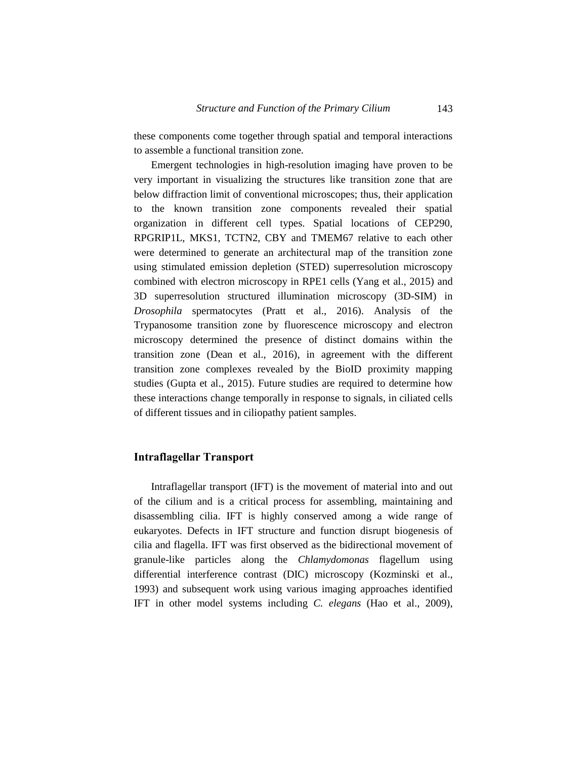these components come together through spatial and temporal interactions to assemble a functional transition zone.

Emergent technologies in high-resolution imaging have proven to be very important in visualizing the structures like transition zone that are below diffraction limit of conventional microscopes; thus, their application to the known transition zone components revealed their spatial organization in different cell types. Spatial locations of CEP290, RPGRIP1L, MKS1, TCTN2, CBY and TMEM67 relative to each other were determined to generate an architectural map of the transition zone using stimulated emission depletion (STED) superresolution microscopy combined with electron microscopy in RPE1 cells (Yang et al., 2015) and 3D superresolution structured illumination microscopy (3D-SIM) in *Drosophila* spermatocytes (Pratt et al., 2016). Analysis of the Trypanosome transition zone by fluorescence microscopy and electron microscopy determined the presence of distinct domains within the transition zone (Dean et al., 2016), in agreement with the different transition zone complexes revealed by the BioID proximity mapping studies (Gupta et al., 2015). Future studies are required to determine how these interactions change temporally in response to signals, in ciliated cells of different tissues and in ciliopathy patient samples.

## Intraflagellar Transport

Intraflagellar transport (IFT) is the movement of material into and out of the cilium and is a critical process for assembling, maintaining and disassembling cilia. IFT is highly conserved among a wide range of eukaryotes. Defects in IFT structure and function disrupt biogenesis of cilia and flagella. IFT was first observed as the bidirectional movement of granule-like particles along the *Chlamydomonas* flagellum using differential interference contrast (DIC) microscopy (Kozminski et al., 1993) and subsequent work using various imaging approaches identified IFT in other model systems including *C. elegans* (Hao et al., 2009),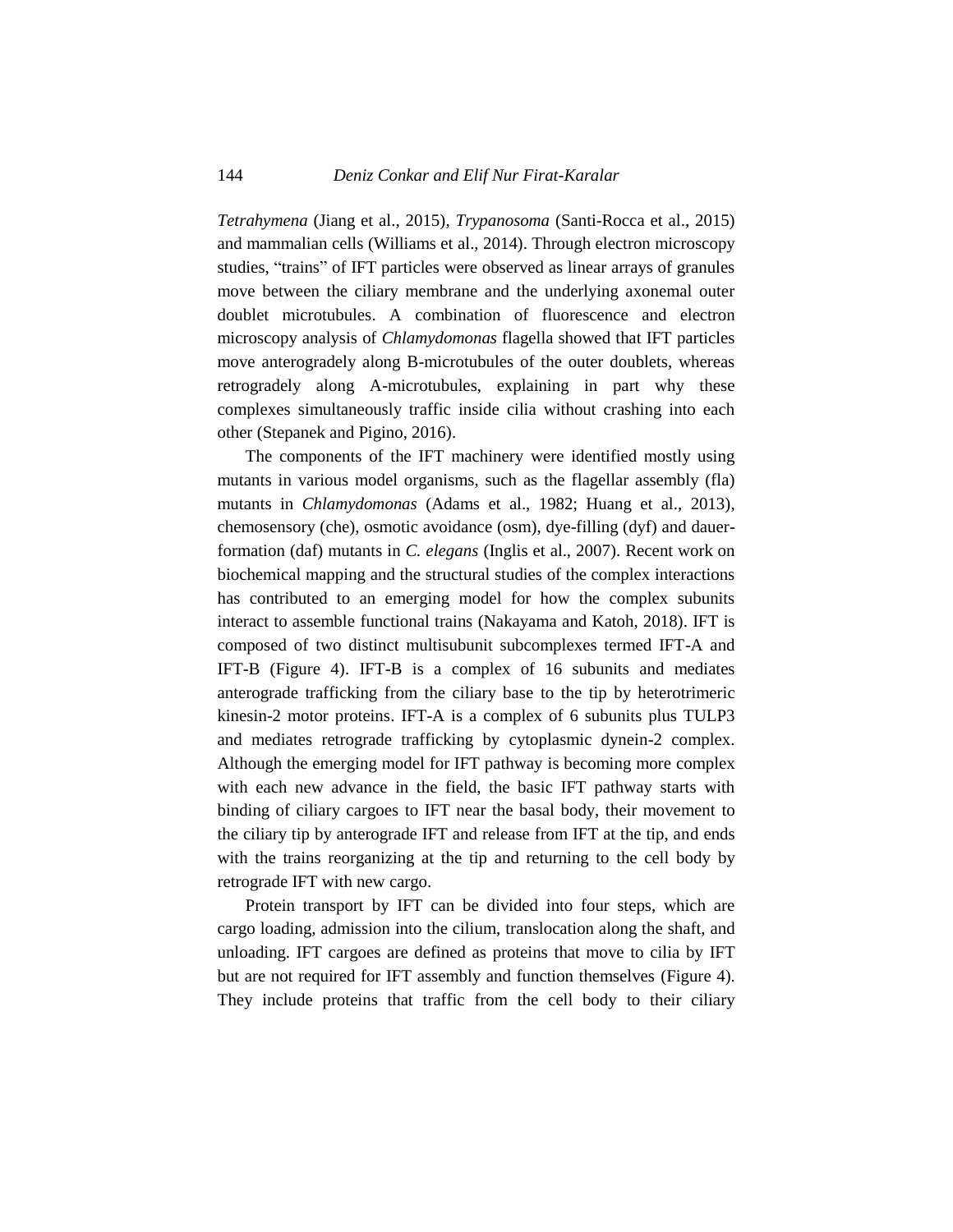*Tetrahymena* (Jiang et al., 2015), *Trypanosoma* (Santi-Rocca et al., 2015) and mammalian cells (Williams et al., 2014). Through electron microscopy studies, "trains" of IFT particles were observed as linear arrays of granules move between the ciliary membrane and the underlying axonemal outer doublet microtubules. A combination of fluorescence and electron microscopy analysis of *Chlamydomonas* flagella showed that IFT particles move anterogradely along B-microtubules of the outer doublets, whereas retrogradely along A-microtubules, explaining in part why these complexes simultaneously traffic inside cilia without crashing into each other (Stepanek and Pigino, 2016).

The components of the IFT machinery were identified mostly using mutants in various model organisms, such as the flagellar assembly (fla) mutants in *Chlamydomonas* (Adams et al., 1982; Huang et al., 2013), chemosensory (che), osmotic avoidance (osm), dye-filling (dyf) and dauer-formation (daf) mutants in *C. elegans* (Inglis et al., 2007). Recent work on biochemical mapping and the structural studies of the complex interactions has contributed to an emerging model for how the complex subunits interact to assemble functional trains (Nakayama and Katoh, 2018). IFT is composed of two distinct multisubunit subcomplexes termed IFT-A and IFT-B (Figure 4). IFT-B is a complex of 16 subunits and mediates anterograde trafficking from the ciliary base to the tip by heterotrimeric kinesin-2 motor proteins. IFT-A is a complex of 6 subunits plus TULP3 and mediates retrograde trafficking by cytoplasmic dynein-2 complex. Although the emerging model for IFT pathway is becoming more complex with each new advance in the field, the basic IFT pathway starts with binding of ciliary cargoes to IFT near the basal body, their movement to the ciliary tip by anterograde IFT and release from IFT at the tip, and ends with the trains reorganizing at the tip and returning to the cell body by retrograde IFT with new cargo.

Protein transport by IFT can be divided into four steps, which are cargo loading, admission into the cilium, translocation along the shaft, and unloading. IFT cargoes are defined as proteins that move to cilia by IFT but are not required for IFT assembly and function themselves (Figure 4). They include proteins that traffic from the cell body to their ciliary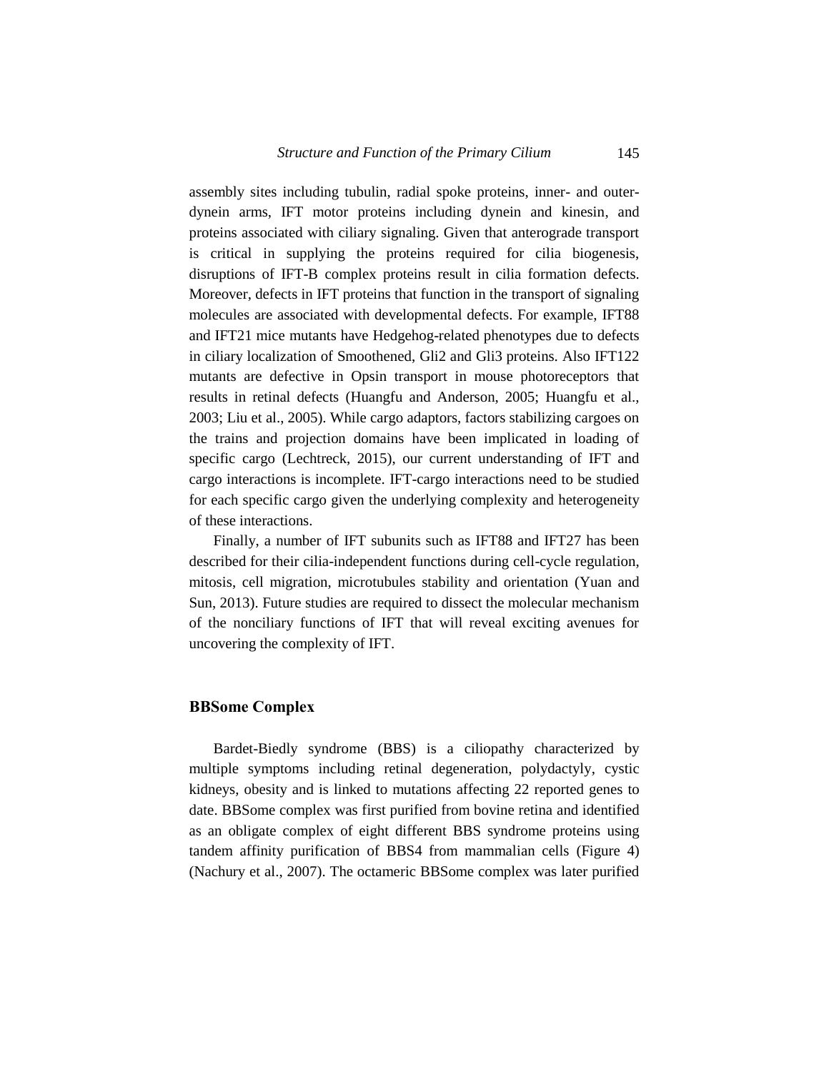assembly sites including tubulin, radial spoke proteins, inner- and outer-dynein arms, IFT motor proteins including dynein and kinesin, and proteins associated with ciliary signaling. Given that anterograde transport is critical in supplying the proteins required for cilia biogenesis, disruptions of IFT-B complex proteins result in cilia formation defects. Moreover, defects in IFT proteins that function in the transport of signaling molecules are associated with developmental defects. For example, IFT88 and IFT21 mice mutants have Hedgehog-related phenotypes due to defects in ciliary localization of Smoothened, Gli2 and Gli3 proteins. Also IFT122 mutants are defective in Opsin transport in mouse photoreceptors that results in retinal defects (Huangfu and Anderson, 2005; Huangfu et al., 2003; Liu et al., 2005). While cargo adaptors, factors stabilizing cargoes on the trains and projection domains have been implicated in loading of specific cargo (Lechtreck, 2015), our current understanding of IFT and cargo interactions is incomplete. IFT-cargo interactions need to be studied for each specific cargo given the underlying complexity and heterogeneity of these interactions.

Finally, a number of IFT subunits such as IFT88 and IFT27 has been described for their cilia-independent functions during cell-cycle regulation, mitosis, cell migration, microtubules stability and orientation (Yuan and Sun, 2013). Future studies are required to dissect the molecular mechanism of the nonciliary functions of IFT that will reveal exciting avenues for uncovering the complexity of IFT.

## BBSome Complex

Bardet-Biedly syndrome (BBS) is a ciliopathy characterized by multiple symptoms including retinal degeneration, polydactyly, cystic kidneys, obesity and is linked to mutations affecting 22 reported genes to date. BBSome complex was first purified from bovine retina and identified as an obligate complex of eight different BBS syndrome proteins using tandem affinity purification of BBS4 from mammalian cells (Figure 4) (Nachury et al., 2007). The octameric BBSome complex was later purified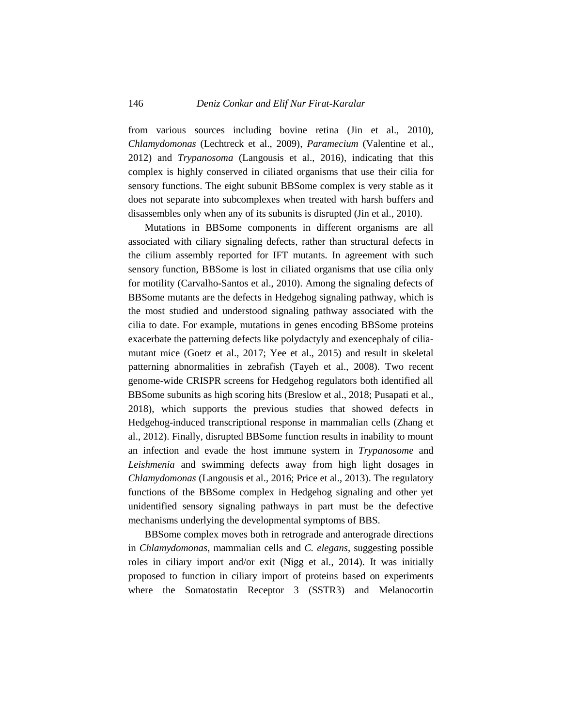from various sources including bovine retina (Jin et al., 2010), *Chlamydomonas* (Lechtreck et al., 2009), *Paramecium* (Valentine et al., 2012) and *Trypanosoma* (Langousis et al., 2016), indicating that this complex is highly conserved in ciliated organisms that use their cilia for sensory functions. The eight subunit BBSome complex is very stable as it does not separate into subcomplexes when treated with harsh buffers and disassembles only when any of its subunits is disrupted (Jin et al., 2010).

Mutations in BBSome components in different organisms are all associated with ciliary signaling defects, rather than structural defects in the cilium assembly reported for IFT mutants. In agreement with such sensory function, BBSome is lost in ciliated organisms that use cilia only for motility (Carvalho-Santos et al., 2010). Among the signaling defects of BBSome mutants are the defects in Hedgehog signaling pathway, which is the most studied and understood signaling pathway associated with the cilia to date. For example, mutations in genes encoding BBSome proteins exacerbate the patterning defects like polydactyly and exencephaly of cilia-mutant mice (Goetz et al., 2017; Yee et al., 2015) and result in skeletal patterning abnormalities in zebrafish (Tayeh et al., 2008). Two recent genome-wide CRISPR screens for Hedgehog regulators both identified all BBSome subunits as high scoring hits (Breslow et al., 2018; Pusapati et al., 2018), which supports the previous studies that showed defects in Hedgehog-induced transcriptional response in mammalian cells (Zhang et al., 2012). Finally, disrupted BBSome function results in inability to mount an infection and evade the host immune system in *Trypanosome* and *Leishmenia* and swimming defects away from high light dosages in *Chlamydomonas* (Langousis et al., 2016; Price et al., 2013). The regulatory functions of the BBSome complex in Hedgehog signaling and other yet unidentified sensory signaling pathways in part must be the defective mechanisms underlying the developmental symptoms of BBS.

BBSome complex moves both in retrograde and anterograde directions in *Chlamydomonas*, mammalian cells and *C. elegans*, suggesting possible roles in ciliary import and/or exit (Nigg et al., 2014). It was initially proposed to function in ciliary import of proteins based on experiments where the Somatostatin Receptor 3 (SSTR3) and Melanocortin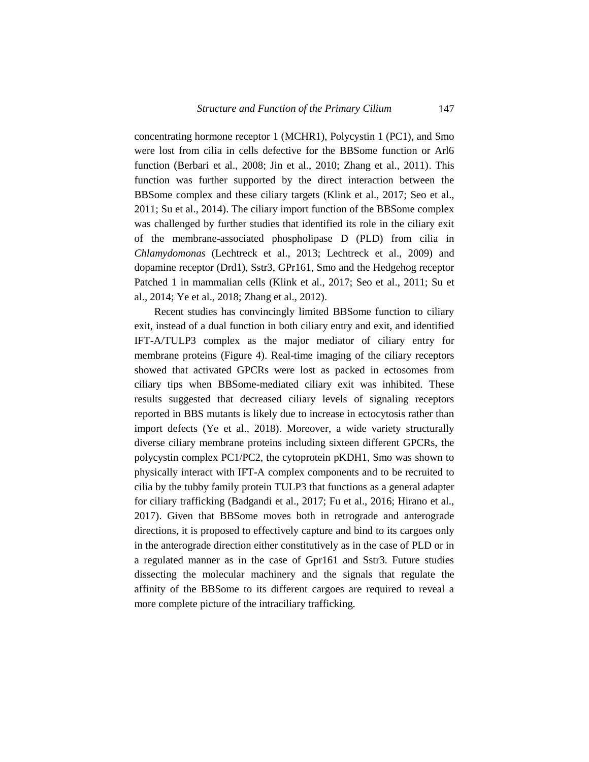concentrating hormone receptor 1 (MCHR1), Polycystin 1 (PC1), and Smo were lost from cilia in cells defective for the BBSome function or Arl6 function (Berbari et al., 2008; Jin et al., 2010; Zhang et al., 2011). This function was further supported by the direct interaction between the BBSome complex and these ciliary targets (Klink et al., 2017; Seo et al., 2011; Su et al., 2014). The ciliary import function of the BBSome complex was challenged by further studies that identified its role in the ciliary exit of the membrane-associated phospholipase D (PLD) from cilia in *Chlamydomonas* (Lechtreck et al., 2013; Lechtreck et al., 2009) and dopamine receptor (Drd1), Sstr3, GPr161, Smo and the Hedgehog receptor Patched 1 in mammalian cells (Klink et al., 2017; Seo et al., 2011; Su et al., 2014; Ye et al., 2018; Zhang et al., 2012).

Recent studies has convincingly limited BBSome function to ciliary exit, instead of a dual function in both ciliary entry and exit, and identified IFT-A/TULP3 complex as the major mediator of ciliary entry for membrane proteins (Figure 4). Real-time imaging of the ciliary receptors showed that activated GPCRs were lost as packed in ectosomes from ciliary tips when BBSome-mediated ciliary exit was inhibited. These results suggested that decreased ciliary levels of signaling receptors reported in BBS mutants is likely due to increase in ectocytosis rather than import defects (Ye et al., 2018). Moreover, a wide variety structurally diverse ciliary membrane proteins including sixteen different GPCRs, the polycystin complex PC1/PC2, the cytoprotein pKDH1, Smo was shown to physically interact with IFT-A complex components and to be recruited to cilia by the tubby family protein TULP3 that functions as a general adapter for ciliary trafficking (Badgandi et al., 2017; Fu et al., 2016; Hirano et al., 2017). Given that BBSome moves both in retrograde and anterograde directions, it is proposed to effectively capture and bind to its cargoes only in the anterograde direction either constitutively as in the case of PLD or in a regulated manner as in the case of Gpr161 and Sstr3. Future studies dissecting the molecular machinery and the signals that regulate the affinity of the BBSome to its different cargoes are required to reveal a more complete picture of the intraciliary trafficking.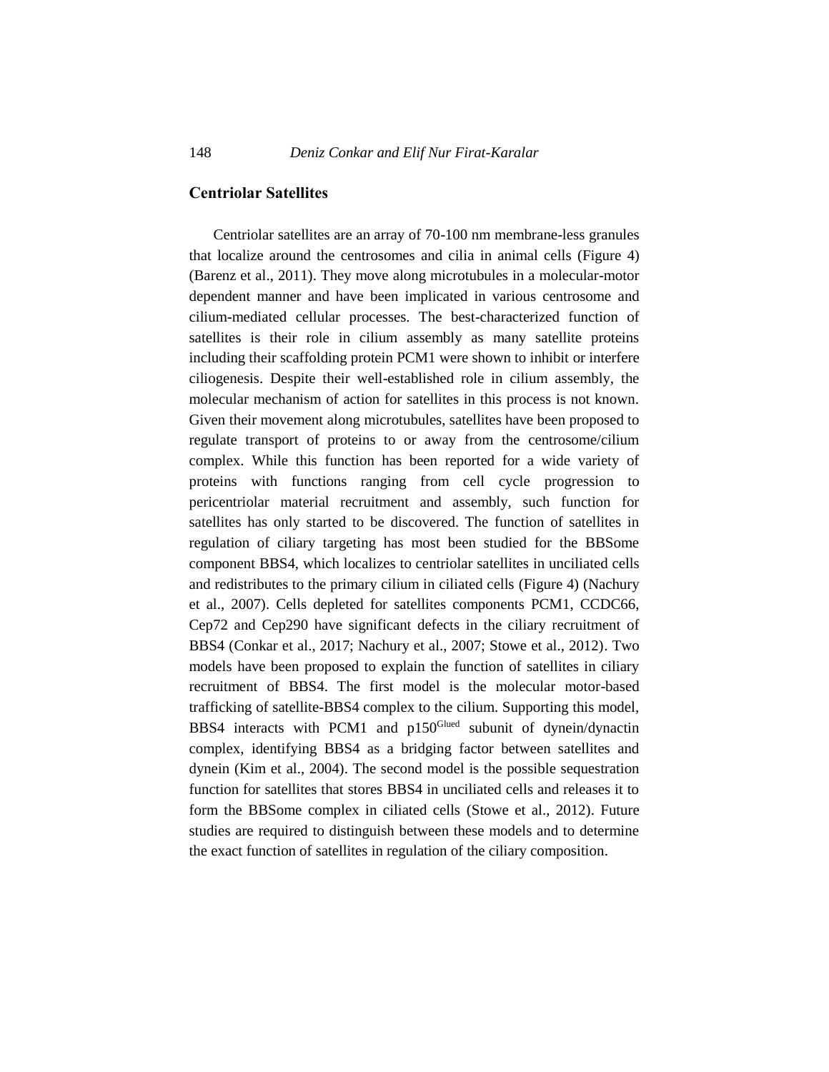## Centriolar Satellites

Centriolar satellites are an array of 70-100 nm membrane-less granules that localize around the centrosomes and cilia in animal cells (Figure 4) (Barenz et al., 2011). They move along microtubules in a molecular-motor dependent manner and have been implicated in various centrosome and cilium-mediated cellular processes. The best-characterized function of satellites is their role in cilium assembly as many satellite proteins including their scaffolding protein PCM1 were shown to inhibit or interfere ciliogenesis. Despite their well-established role in cilium assembly, the molecular mechanism of action for satellites in this process is not known. Given their movement along microtubules, satellites have been proposed to regulate transport of proteins to or away from the centrosome/cilium complex. While this function has been reported for a wide variety of proteins with functions ranging from cell cycle progression to pericentriolar material recruitment and assembly, such function for satellites has only started to be discovered. The function of satellites in regulation of ciliary targeting has most been studied for the BBSome component BBS4, which localizes to centriolar satellites in unciliated cells and redistributes to the primary cilium in ciliated cells (Figure 4) (Nachury et al., 2007). Cells depleted for satellites components PCM1, CCDC66, Cep72 and Cep290 have significant defects in the ciliary recruitment of BBS4 (Conkar et al., 2017; Nachury et al., 2007; Stowe et al., 2012). Two models have been proposed to explain the function of satellites in ciliary recruitment of BBS4. The first model is the molecular motor-based trafficking of satellite-BBS4 complex to the cilium. Supporting this model, BBS4 interacts with PCM1 and p150$^{Glued}$ subunit of dynein/dynactin complex, identifying BBS4 as a bridging factor between satellites and dynein (Kim et al., 2004). The second model is the possible sequestration function for satellites that stores BBS4 in unciliated cells and releases it to form the BBSome complex in ciliated cells (Stowe et al., 2012). Future studies are required to distinguish between these models and to determine the exact function of satellites in regulation of the ciliary composition.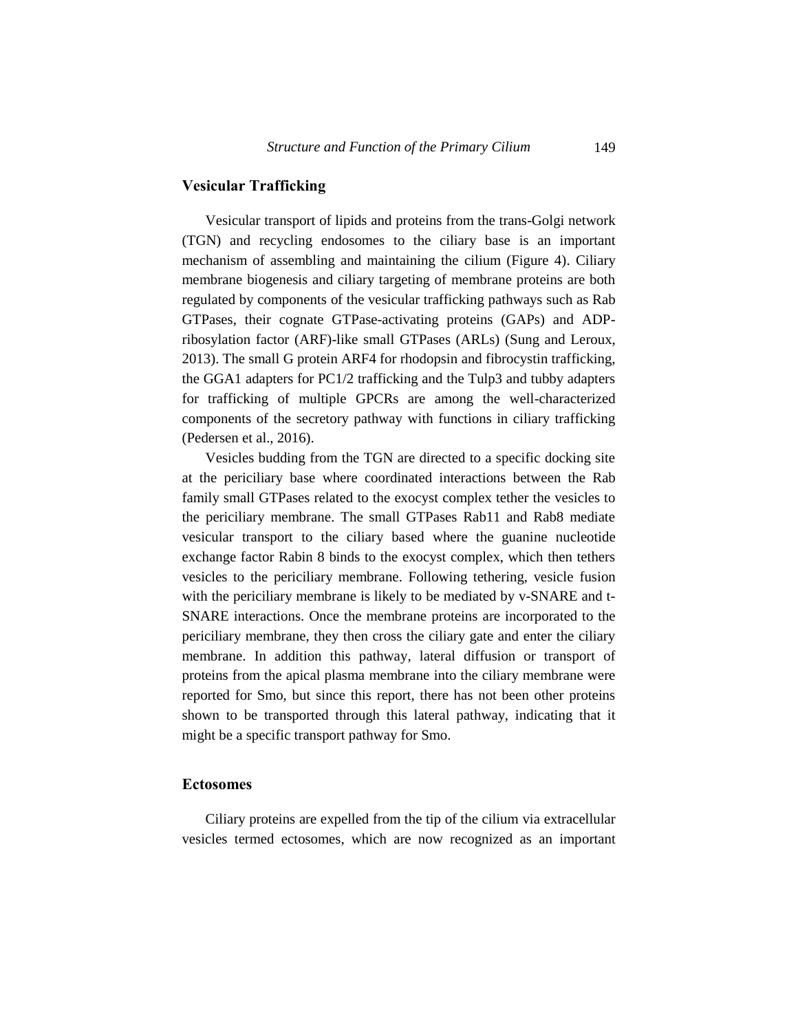## Vesicular Trafficking

Vesicular transport of lipids and proteins from the trans-Golgi network (TGN) and recycling endosomes to the ciliary base is an important mechanism of assembling and maintaining the cilium (Figure 4). Ciliary membrane biogenesis and ciliary targeting of membrane proteins are both regulated by components of the vesicular trafficking pathways such as Rab GTPases, their cognate GTPase-activating proteins (GAPs) and ADP-ribosylation factor (ARF)-like small GTPases (ARLs) (Sung and Leroux, 2013). The small G protein ARF4 for rhodopsin and fibrocystin trafficking, the GGA1 adapters for PC1/2 trafficking and the Tulp3 and tubby adapters for trafficking of multiple GPCRs are among the well-characterized components of the secretory pathway with functions in ciliary trafficking (Pedersen et al., 2016).

Vesicles budding from the TGN are directed to a specific docking site at the periciliary base where coordinated interactions between the Rab family small GTPases related to the exocyst complex tether the vesicles to the periciliary membrane. The small GTPases Rab11 and Rab8 mediate vesicular transport to the ciliary based where the guanine nucleotide exchange factor Rabin 8 binds to the exocyst complex, which then tethers vesicles to the periciliary membrane. Following tethering, vesicle fusion with the periciliary membrane is likely to be mediated by v-SNARE and t-SNARE interactions. Once the membrane proteins are incorporated to the periciliary membrane, they then cross the ciliary gate and enter the ciliary membrane. In addition this pathway, lateral diffusion or transport of proteins from the apical plasma membrane into the ciliary membrane were reported for Smo, but since this report, there has not been other proteins shown to be transported through this lateral pathway, indicating that it might be a specific transport pathway for Smo.

## Ectosomes

Ciliary proteins are expelled from the tip of the cilium via extracellular vesicles termed ectosomes, which are now recognized as an important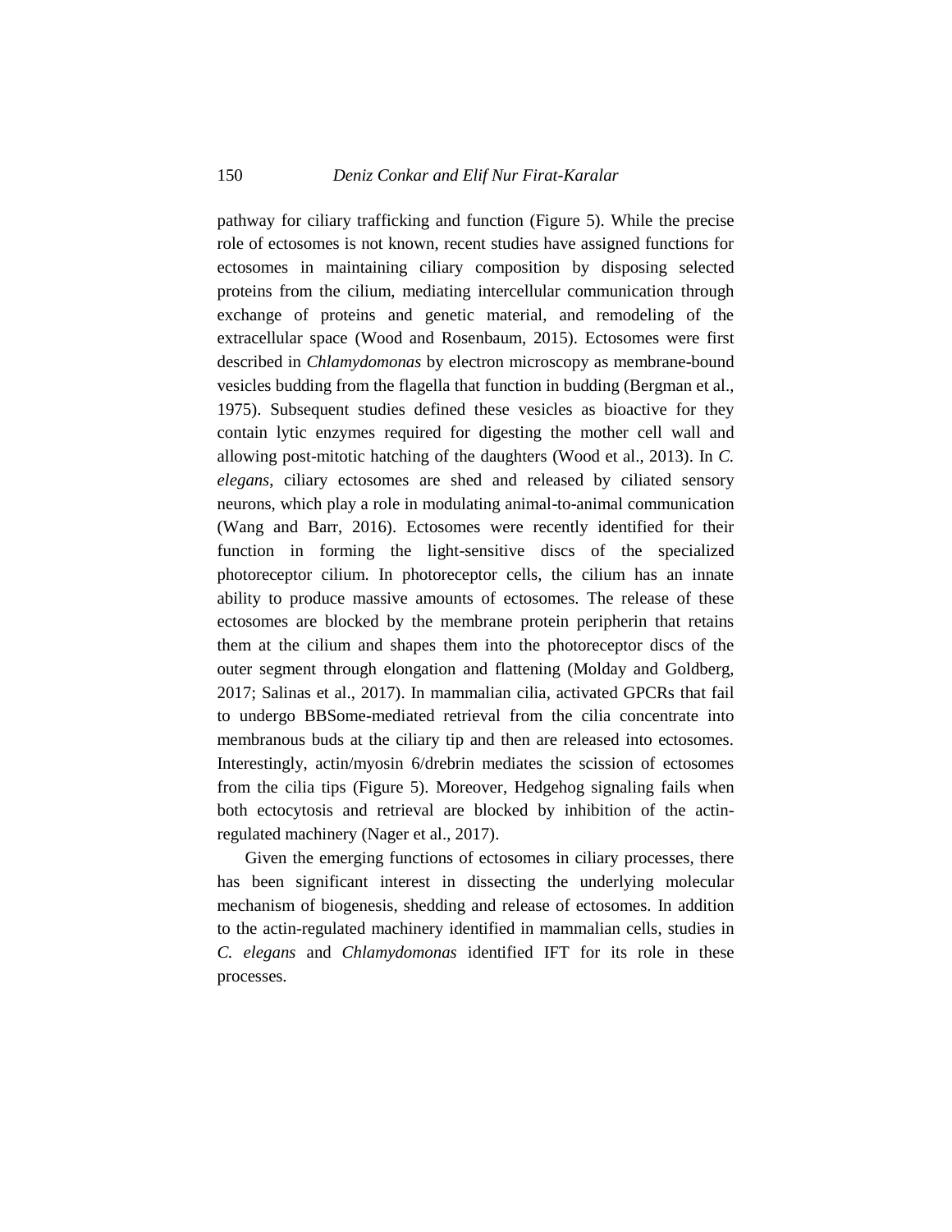pathway for ciliary trafficking and function (Figure 5). While the precise role of ectosomes is not known, recent studies have assigned functions for ectosomes in maintaining ciliary composition by disposing selected proteins from the cilium, mediating intercellular communication through exchange of proteins and genetic material, and remodeling of the extracellular space (Wood and Rosenbaum, 2015). Ectosomes were first described in *Chlamydomonas* by electron microscopy as membrane-bound vesicles budding from the flagella that function in budding (Bergman et al., 1975). Subsequent studies defined these vesicles as bioactive for they contain lytic enzymes required for digesting the mother cell wall and allowing post-mitotic hatching of the daughters (Wood et al., 2013). In *C. elegans*, ciliary ectosomes are shed and released by ciliated sensory neurons, which play a role in modulating animal-to-animal communication (Wang and Barr, 2016). Ectosomes were recently identified for their function in forming the light-sensitive discs of the specialized photoreceptor cilium. In photoreceptor cells, the cilium has an innate ability to produce massive amounts of ectosomes. The release of these ectosomes are blocked by the membrane protein peripherin that retains them at the cilium and shapes them into the photoreceptor discs of the outer segment through elongation and flattening (Molday and Goldberg, 2017; Salinas et al., 2017). In mammalian cilia, activated GPCRs that fail to undergo BBSome-mediated retrieval from the cilia concentrate into membranous buds at the ciliary tip and then are released into ectosomes. Interestingly, actin/myosin 6/drebrin mediates the scission of ectosomes from the cilia tips (Figure 5). Moreover, Hedgehog signaling fails when both ectocytosis and retrieval are blocked by inhibition of the actin-regulated machinery (Nager et al., 2017).

Given the emerging functions of ectosomes in ciliary processes, there has been significant interest in dissecting the underlying molecular mechanism of biogenesis, shedding and release of ectosomes. In addition to the actin-regulated machinery identified in mammalian cells, studies in *C. elegans* and *Chlamydomonas* identified IFT for its role in these processes.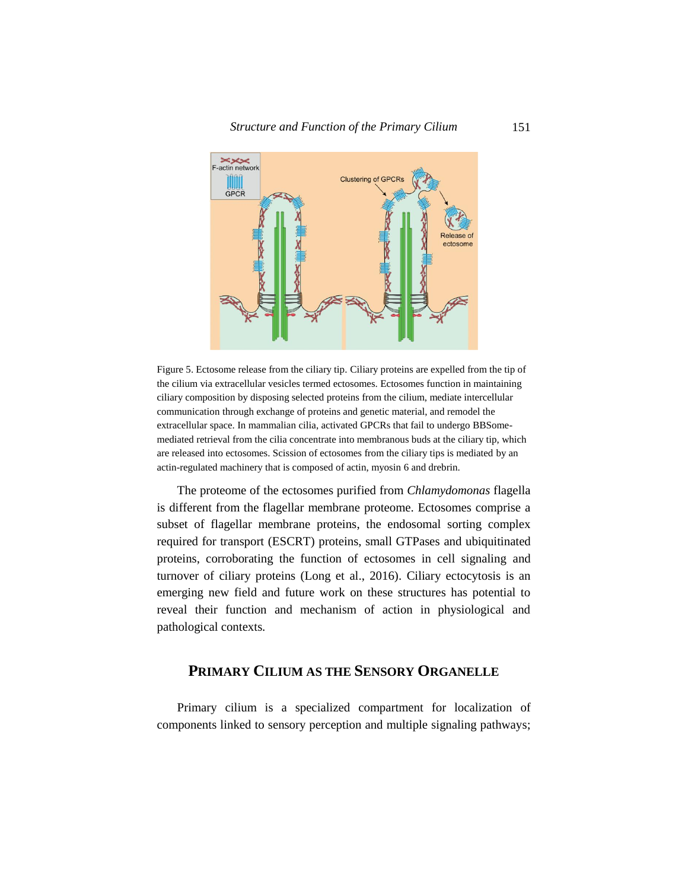Figure 5. Ectosome release from the ciliary tip. Ciliary proteins are expelled from the tip of the cilium via extracellular vesicles termed ectosomes. Ectosomes function in maintaining ciliary composition by disposing selected proteins from the cilium, mediate intercellular communication through exchange of proteins and genetic material, and remodel the extracellular space. In mammalian cilia, activated GPCRs that fail to undergo BBSome-mediated retrieval from the cilia concentrate into membranous buds at the ciliary tip, which are released into ectosomes. Scission of ectosomes from the ciliary tips is mediated by an actin-regulated machinery that is composed of actin, myosin 6 and drebrin.

The proteome of the ectosomes purified from *Chlamydomonas* flagella is different from the flagellar membrane proteome. Ectosomes comprise a subset of flagellar membrane proteins, the endosomal sorting complex required for transport (ESCRT) proteins, small GTPases and ubiquitinated proteins, corroborating the function of ectosomes in cell signaling and turnover of ciliary proteins (Long et al., 2016). Ciliary ectocytosis is an emerging new field and future work on these structures has potential to reveal their function and mechanism of action in physiological and pathological contexts.

## PRIMARY CILIUM AS THE SENSORY ORGANELLE

Primary cilium is a specialized compartment for localization of components linked to sensory perception and multiple signaling pathways;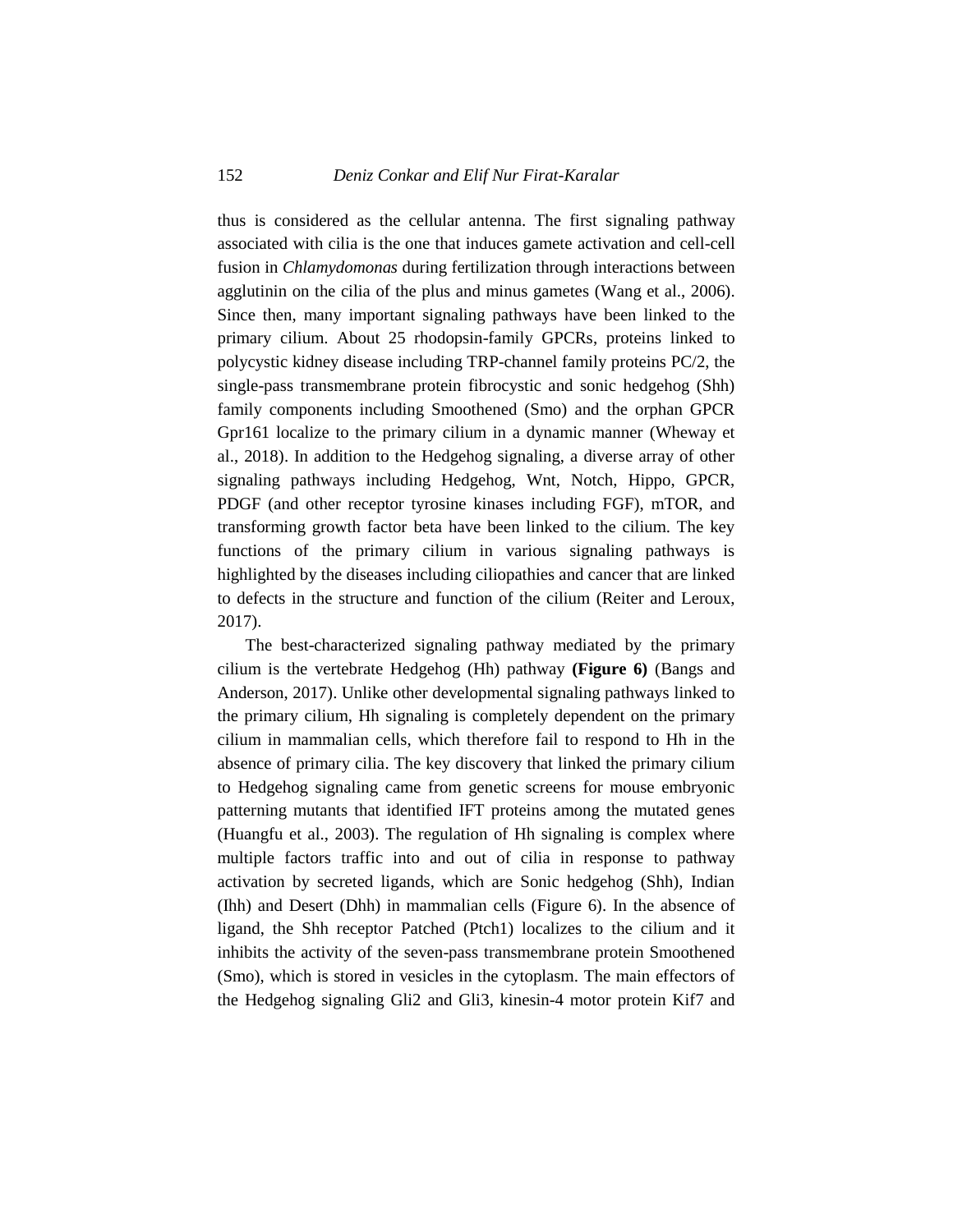thus is considered as the cellular antenna. The first signaling pathway associated with cilia is the one that induces gamete activation and cell-cell fusion in *Chlamydomonas* during fertilization through interactions between agglutinin on the cilia of the plus and minus gametes (Wang et al., 2006). Since then, many important signaling pathways have been linked to the primary cilium. About 25 rhodopsin-family GPCRs, proteins linked to polycystic kidney disease including TRP-channel family proteins PC/2, the single-pass transmembrane protein fibrocystic and sonic hedgehog (Shh) family components including Smoothened (Smo) and the orphan GPCR Gpr161 localize to the primary cilium in a dynamic manner (Wheway et al., 2018). In addition to the Hedgehog signaling, a diverse array of other signaling pathways including Hedgehog, Wnt, Notch, Hippo, GPCR, PDGF (and other receptor tyrosine kinases including FGF), mTOR, and transforming growth factor beta have been linked to the cilium. The key functions of the primary cilium in various signaling pathways is highlighted by the diseases including ciliopathies and cancer that are linked to defects in the structure and function of the cilium (Reiter and Leroux, 2017).

The best-characterized signaling pathway mediated by the primary cilium is the vertebrate Hedgehog (Hh) pathway **(Figure 6)** (Bangs and Anderson, 2017). Unlike other developmental signaling pathways linked to the primary cilium, Hh signaling is completely dependent on the primary cilium in mammalian cells, which therefore fail to respond to Hh in the absence of primary cilia. The key discovery that linked the primary cilium to Hedgehog signaling came from genetic screens for mouse embryonic patterning mutants that identified IFT proteins among the mutated genes (Huangfu et al., 2003). The regulation of Hh signaling is complex where multiple factors traffic into and out of cilia in response to pathway activation by secreted ligands, which are Sonic hedgehog (Shh), Indian (Ihh) and Desert (Dhh) in mammalian cells (Figure 6). In the absence of ligand, the Shh receptor Patched (Ptch1) localizes to the cilium and it inhibits the activity of the seven-pass transmembrane protein Smoothened (Smo), which is stored in vesicles in the cytoplasm. The main effectors of the Hedgehog signaling Gli2 and Gli3, kinesin-4 motor protein Kif7 and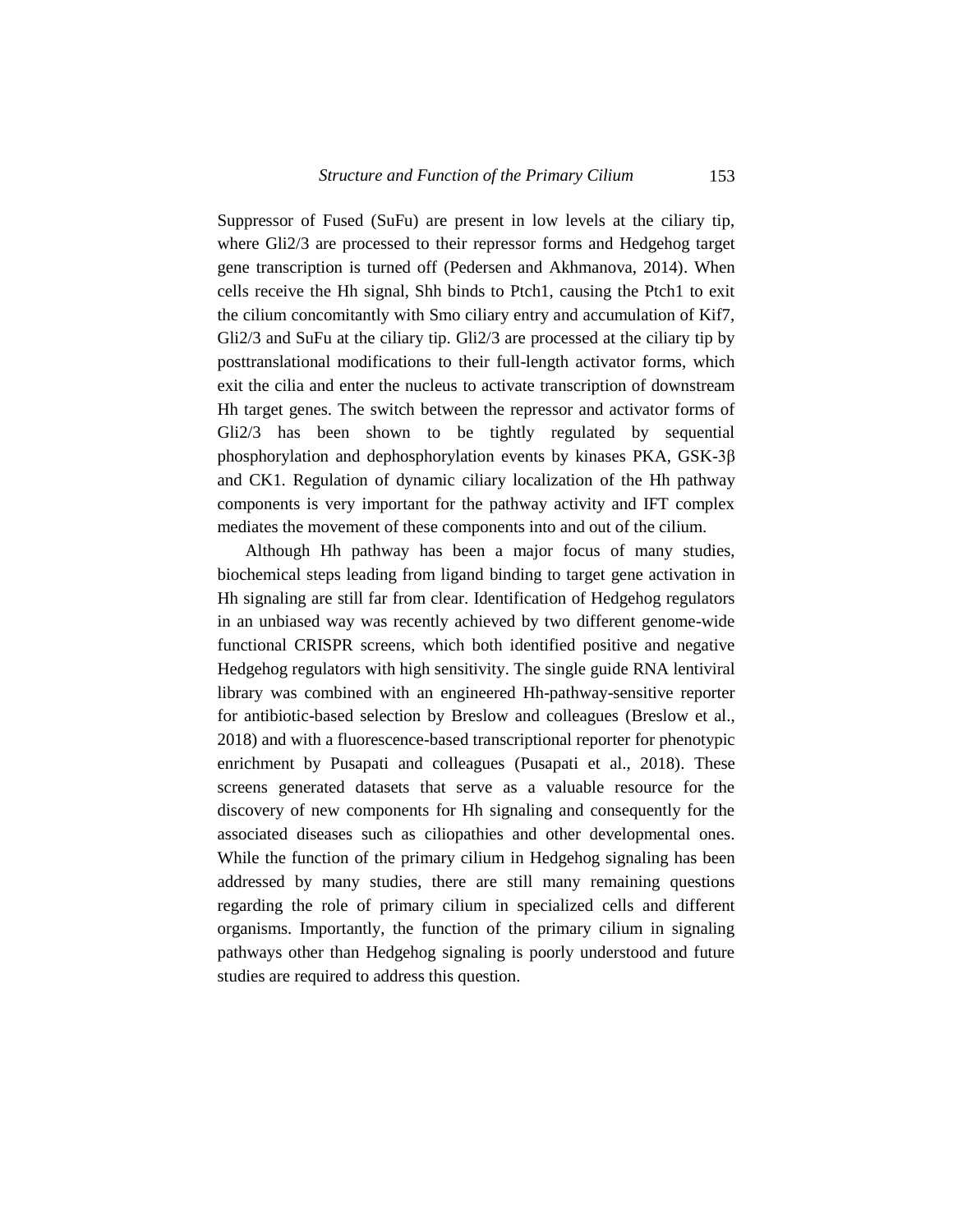Suppressor of Fused (SuFu) are present in low levels at the ciliary tip, where Gli2/3 are processed to their repressor forms and Hedgehog target gene transcription is turned off (Pedersen and Akhmanova, 2014). When cells receive the Hh signal, Shh binds to Ptch1, causing the Ptch1 to exit the cilium concomitantly with Smo ciliary entry and accumulation of Kif7, Gli2/3 and SuFu at the ciliary tip. Gli2/3 are processed at the ciliary tip by posttranslational modifications to their full-length activator forms, which exit the cilia and enter the nucleus to activate transcription of downstream Hh target genes. The switch between the repressor and activator forms of Gli2/3 has been shown to be tightly regulated by sequential phosphorylation and dephosphorylation events by kinases PKA, GSK-3β and CK1. Regulation of dynamic ciliary localization of the Hh pathway components is very important for the pathway activity and IFT complex mediates the movement of these components into and out of the cilium.

Although Hh pathway has been a major focus of many studies, biochemical steps leading from ligand binding to target gene activation in Hh signaling are still far from clear. Identification of Hedgehog regulators in an unbiased way was recently achieved by two different genome-wide functional CRISPR screens, which both identified positive and negative Hedgehog regulators with high sensitivity. The single guide RNA lentiviral library was combined with an engineered Hh-pathway-sensitive reporter for antibiotic-based selection by Breslow and colleagues (Breslow et al., 2018) and with a fluorescence-based transcriptional reporter for phenotypic enrichment by Pusapati and colleagues (Pusapati et al., 2018). These screens generated datasets that serve as a valuable resource for the discovery of new components for Hh signaling and consequently for the associated diseases such as ciliopathies and other developmental ones. While the function of the primary cilium in Hedgehog signaling has been addressed by many studies, there are still many remaining questions regarding the role of primary cilium in specialized cells and different organisms. Importantly, the function of the primary cilium in signaling pathways other than Hedgehog signaling is poorly understood and future studies are required to address this question.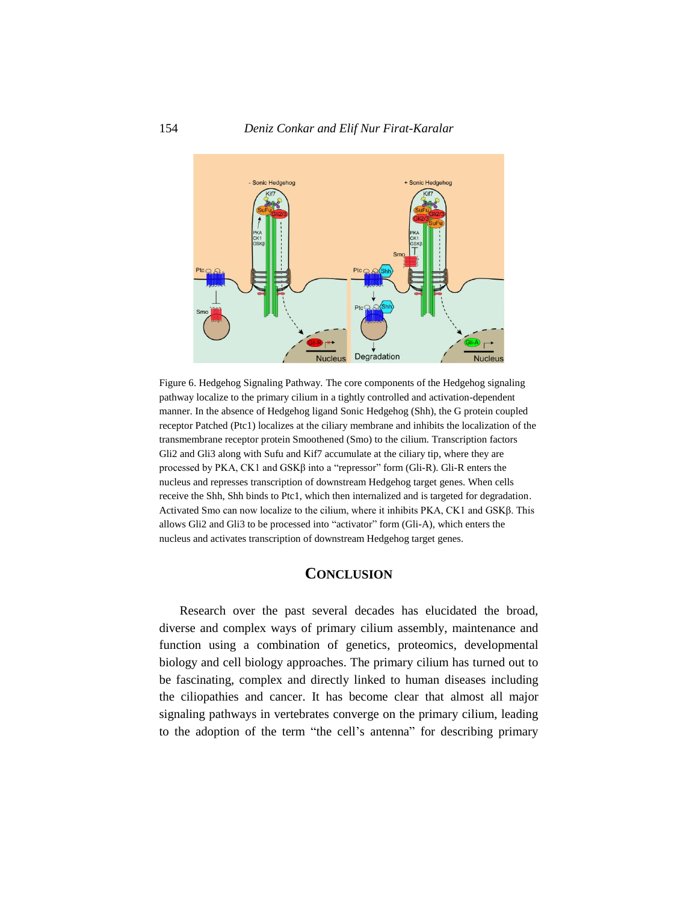Figure 6. Hedgehog Signaling Pathway. The core components of the Hedgehog signaling pathway localize to the primary cilium in a tightly controlled and activation-dependent manner. In the absence of Hedgehog ligand Sonic Hedgehog (Shh), the G protein coupled receptor Patched (Ptc1) localizes at the ciliary membrane and inhibits the localization of the transmembrane receptor protein Smoothened (Smo) to the cilium. Transcription factors Gli2 and Gli3 along with Sufu and Kif7 accumulate at the ciliary tip, where they are processed by PKA, CK1 and GSKβ into a "repressor" form (Gli-R). Gli-R enters the nucleus and represses transcription of downstream Hedgehog target genes. When cells receive the Shh, Shh binds to Ptc1, which then internalized and is targeted for degradation. Activated Smo can now localize to the cilium, where it inhibits PKA, CK1 and GSKβ. This allows Gli2 and Gli3 to be processed into "activator" form (Gli-A), which enters the nucleus and activates transcription of downstream Hedgehog target genes.

## Conclusion

Research over the past several decades has elucidated the broad, diverse and complex ways of primary cilium assembly, maintenance and function using a combination of genetics, proteomics, developmental biology and cell biology approaches. The primary cilium has turned out to be fascinating, complex and directly linked to human diseases including the ciliopathies and cancer. It has become clear that almost all major signaling pathways in vertebrates converge on the primary cilium, leading to the adoption of the term "the cell's antenna" for describing primary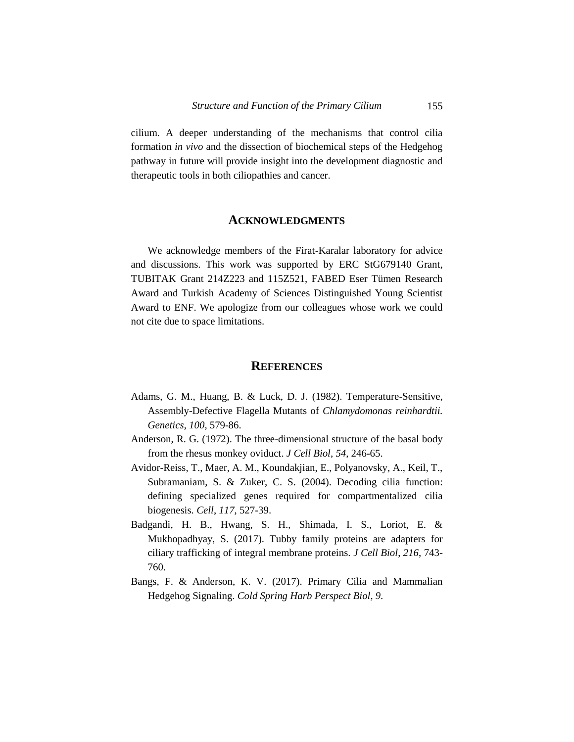cilium. A deeper understanding of the mechanisms that control cilia formation *in vivo* and the dissection of biochemical steps of the Hedgehog pathway in future will provide insight into the development diagnostic and therapeutic tools in both ciliopathies and cancer.

## ACKNOWLEDGMENTS

We acknowledge members of the Firat-Karalar laboratory for advice and discussions. This work was supported by ERC StG679140 Grant, TUBITAK Grant 214Z223 and 115Z521, FABED Eser Tümen Research Award and Turkish Academy of Sciences Distinguished Young Scientist Award to ENF. We apologize from our colleagues whose work we could not cite due to space limitations.

## REFERENCES

Adams, G. M., Huang, B. & Luck, D. J. (1982). Temperature-Sensitive, Assembly-Defective Flagella Mutants of *Chlamydomonas reinhardtii. Genetics*, *100*, 579-86.

Anderson, R. G. (1972). The three-dimensional structure of the basal body from the rhesus monkey oviduct. *J Cell Biol*, *54*, 246-65.

Avidor-Reiss, T., Maer, A. M., Koundakjian, E., Polyanovsky, A., Keil, T., Subramaniam, S. & Zuker, C. S. (2004). Decoding cilia function: defining specialized genes required for compartmentalized cilia biogenesis. *Cell*, *117*, 527-39.

Badgandi, H. B., Hwang, S. H., Shimada, I. S., Loriot, E. & Mukhopadhyay, S. (2017). Tubby family proteins are adapters for ciliary trafficking of integral membrane proteins. *J Cell Biol*, *216*, 743-760.

Bangs, F. & Anderson, K. V. (2017). Primary Cilia and Mammalian Hedgehog Signaling. *Cold Spring Harb Perspect Biol*, *9*.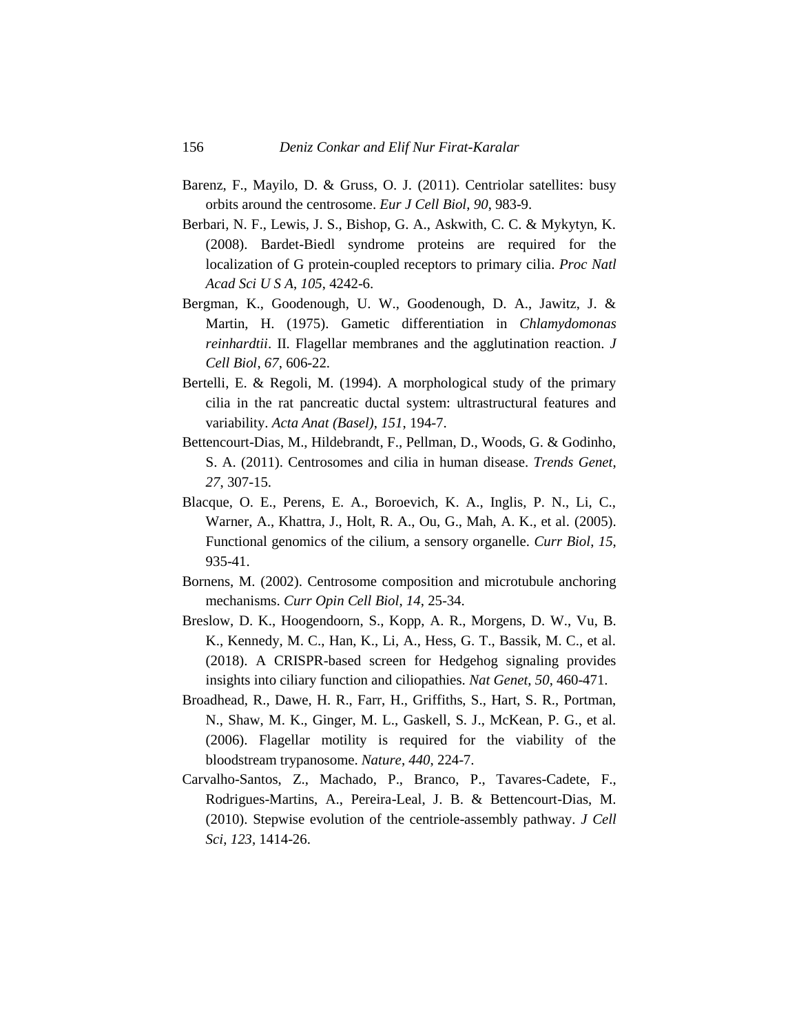Barenz, F., Mayilo, D. & Gruss, O. J. (2011). Centriolar satellites: busy orbits around the centrosome. *Eur J Cell Biol*, *90*, 983-9.

Berbari, N. F., Lewis, J. S., Bishop, G. A., Askwith, C. C. & Mykytyn, K. (2008). Bardet-Biedl syndrome proteins are required for the localization of G protein-coupled receptors to primary cilia. *Proc Natl Acad Sci U S A*, *105*, 4242-6.

Bergman, K., Goodenough, U. W., Goodenough, D. A., Jawitz, J. & Martin, H. (1975). Gametic differentiation in *Chlamydomonas reinhardtii*. II. Flagellar membranes and the agglutination reaction. *J Cell Biol*, *67*, 606-22.

Bertelli, E. & Regoli, M. (1994). A morphological study of the primary cilia in the rat pancreatic ductal system: ultrastructural features and variability. *Acta Anat (Basel)*, *151*, 194-7.

Bettencourt-Dias, M., Hildebrandt, F., Pellman, D., Woods, G. & Godinho, S. A. (2011). Centrosomes and cilia in human disease. *Trends Genet*, *27*, 307-15.

Blacque, O. E., Perens, E. A., Boroevich, K. A., Inglis, P. N., Li, C., Warner, A., Khattra, J., Holt, R. A., Ou, G., Mah, A. K., et al. (2005). Functional genomics of the cilium, a sensory organelle. *Curr Biol*, *15*, 935-41.

Bornens, M. (2002). Centrosome composition and microtubule anchoring mechanisms. *Curr Opin Cell Biol*, *14*, 25-34.

Breslow, D. K., Hoogendoorn, S., Kopp, A. R., Morgens, D. W., Vu, B. K., Kennedy, M. C., Han, K., Li, A., Hess, G. T., Bassik, M. C., et al. (2018). A CRISPR-based screen for Hedgehog signaling provides insights into ciliary function and ciliopathies. *Nat Genet*, *50*, 460-471.

Broadhead, R., Dawe, H. R., Farr, H., Griffiths, S., Hart, S. R., Portman, N., Shaw, M. K., Ginger, M. L., Gaskell, S. J., McKean, P. G., et al. (2006). Flagellar motility is required for the viability of the bloodstream trypanosome. *Nature*, *440*, 224-7.

Carvalho-Santos, Z., Machado, P., Branco, P., Tavares-Cadete, F., Rodrigues-Martins, A., Pereira-Leal, J. B. & Bettencourt-Dias, M. (2010). Stepwise evolution of the centriole-assembly pathway. *J Cell Sci*, *123*, 1414-26.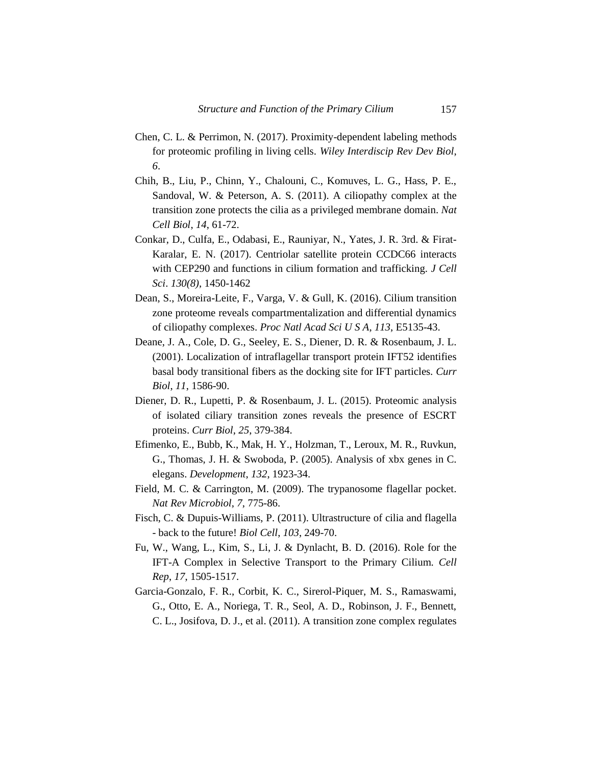Chen, C. L. & Perrimon, N. (2017). Proximity-dependent labeling methods for proteomic profiling in living cells. *Wiley Interdiscip Rev Dev Biol*, *6*.

Chih, B., Liu, P., Chinn, Y., Chalouni, C., Komuves, L. G., Hass, P. E., Sandoval, W. & Peterson, A. S. (2011). A ciliopathy complex at the transition zone protects the cilia as a privileged membrane domain. *Nat Cell Biol*, *14*, 61-72.

Conkar, D., Culfa, E., Odabasi, E., Rauniyar, N., Yates, J. R. 3rd. & Firat-Karalar, E. N. (2017). Centriolar satellite protein CCDC66 interacts with CEP290 and functions in cilium formation and trafficking. *J Cell Sci*. *130(8)*, 1450-1462

Dean, S., Moreira-Leite, F., Varga, V. & Gull, K. (2016). Cilium transition zone proteome reveals compartmentalization and differential dynamics of ciliopathy complexes. *Proc Natl Acad Sci U S A*, *113*, E5135-43.

Deane, J. A., Cole, D. G., Seeley, E. S., Diener, D. R. & Rosenbaum, J. L. (2001). Localization of intraflagellar transport protein IFT52 identifies basal body transitional fibers as the docking site for IFT particles. *Curr Biol*, *11*, 1586-90.

Diener, D. R., Lupetti, P. & Rosenbaum, J. L. (2015). Proteomic analysis of isolated ciliary transition zones reveals the presence of ESCRT proteins. *Curr Biol*, *25*, 379-384.

Efimenko, E., Bubb, K., Mak, H. Y., Holzman, T., Leroux, M. R., Ruvkun, G., Thomas, J. H. & Swoboda, P. (2005). Analysis of xbx genes in C. elegans. *Development*, *132*, 1923-34.

Field, M. C. & Carrington, M. (2009). The trypanosome flagellar pocket. *Nat Rev Microbiol*, *7*, 775-86.

Fisch, C. & Dupuis-Williams, P. (2011). Ultrastructure of cilia and flagella - back to the future! *Biol Cell*, *103*, 249-70.

Fu, W., Wang, L., Kim, S., Li, J. & Dynlacht, B. D. (2016). Role for the IFT-A Complex in Selective Transport to the Primary Cilium. *Cell Rep*, *17*, 1505-1517.

Garcia-Gonzalo, F. R., Corbit, K. C., Sirerol-Piquer, M. S., Ramaswami, G., Otto, E. A., Noriega, T. R., Seol, A. D., Robinson, J. F., Bennett, C. L., Josifova, D. J., et al. (2011). A transition zone complex regulates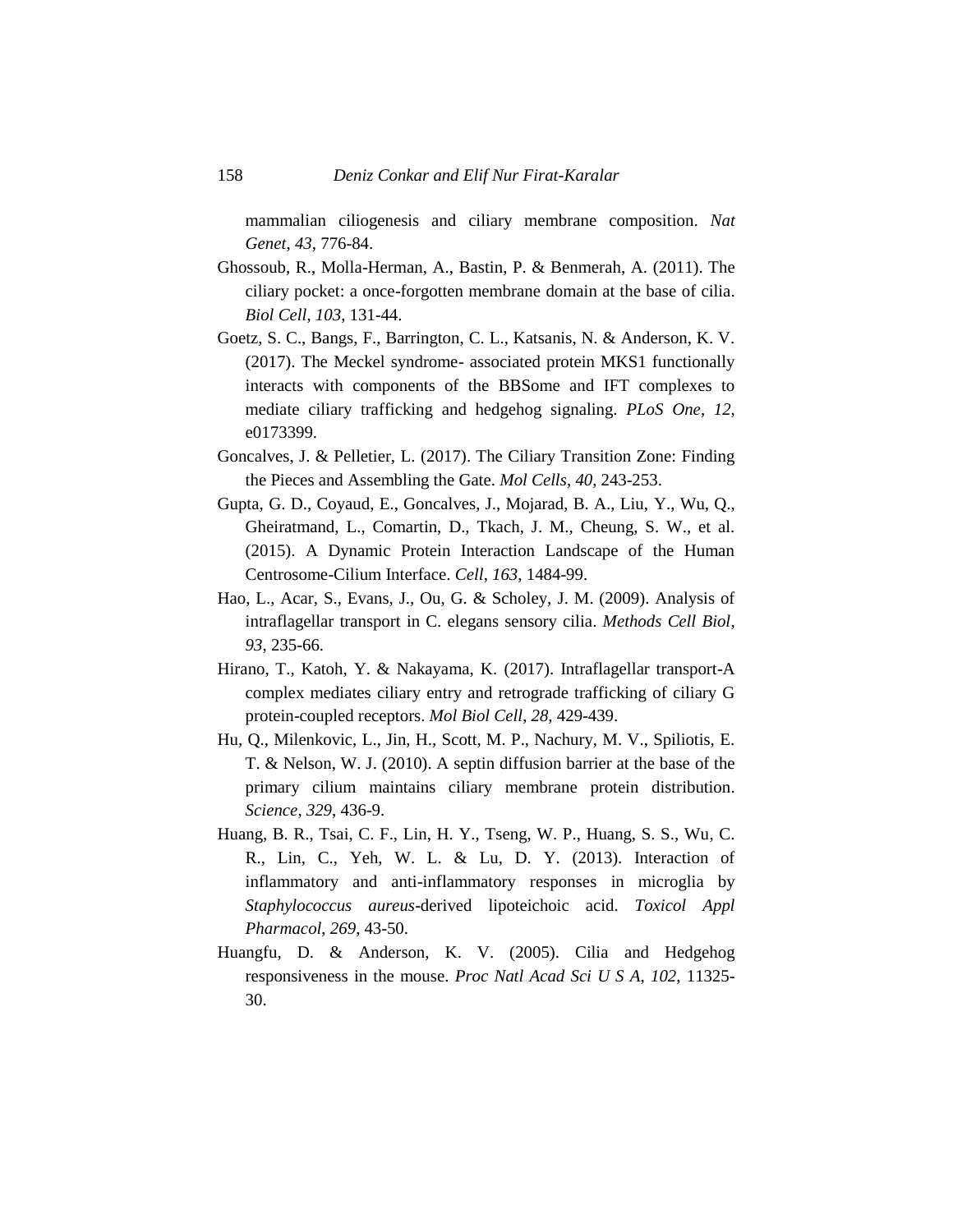mammalian ciliogenesis and ciliary membrane composition. *Nat Genet*, *43*, 776-84.

Ghossoub, R., Molla-Herman, A., Bastin, P. & Benmerah, A. (2011). The ciliary pocket: a once-forgotten membrane domain at the base of cilia. *Biol Cell*, *103*, 131-44.

Goetz, S. C., Bangs, F., Barrington, C. L., Katsanis, N. & Anderson, K. V. (2017). The Meckel syndrome- associated protein MKS1 functionally interacts with components of the BBSome and IFT complexes to mediate ciliary trafficking and hedgehog signaling. *PLoS One*, *12*, e0173399.

Goncalves, J. & Pelletier, L. (2017). The Ciliary Transition Zone: Finding the Pieces and Assembling the Gate. *Mol Cells*, *40*, 243-253.

Gupta, G. D., Coyaud, E., Goncalves, J., Mojarad, B. A., Liu, Y., Wu, Q., Gheiratmand, L., Comartin, D., Tkach, J. M., Cheung, S. W., et al. (2015). A Dynamic Protein Interaction Landscape of the Human Centrosome-Cilium Interface. *Cell*, *163*, 1484-99.

Hao, L., Acar, S., Evans, J., Ou, G. & Scholey, J. M. (2009). Analysis of intraflagellar transport in C. elegans sensory cilia. *Methods Cell Biol*, *93*, 235-66.

Hirano, T., Katoh, Y. & Nakayama, K. (2017). Intraflagellar transport-A complex mediates ciliary entry and retrograde trafficking of ciliary G protein-coupled receptors. *Mol Biol Cell*, *28*, 429-439.

Hu, Q., Milenkovic, L., Jin, H., Scott, M. P., Nachury, M. V., Spiliotis, E. T. & Nelson, W. J. (2010). A septin diffusion barrier at the base of the primary cilium maintains ciliary membrane protein distribution. *Science*, *329*, 436-9.

Huang, B. R., Tsai, C. F., Lin, H. Y., Tseng, W. P., Huang, S. S., Wu, C. R., Lin, C., Yeh, W. L. & Lu, D. Y. (2013). Interaction of inflammatory and anti-inflammatory responses in microglia by *Staphylococcus aureus*-derived lipoteichoic acid. *Toxicol Appl Pharmacol*, *269*, 43-50.

Huangfu, D. & Anderson, K. V. (2005). Cilia and Hedgehog responsiveness in the mouse. *Proc Natl Acad Sci U S A*, *102*, 11325-30.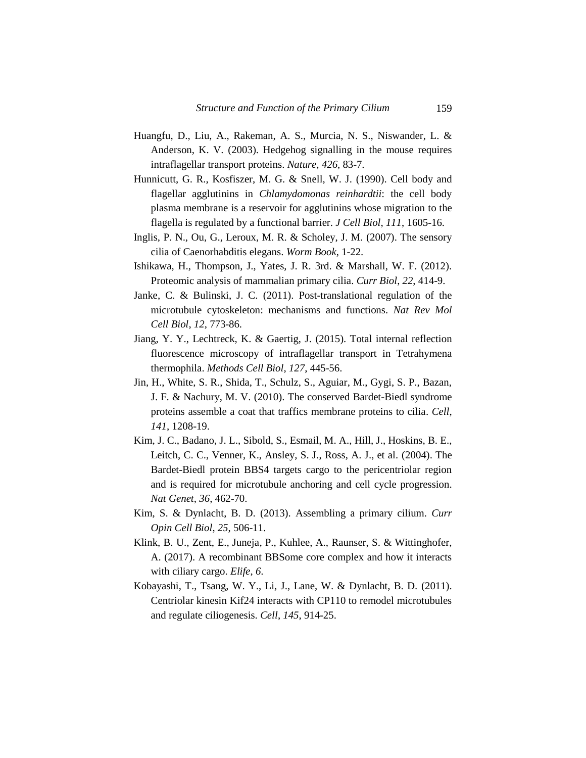Huangfu, D., Liu, A., Rakeman, A. S., Murcia, N. S., Niswander, L. & Anderson, K. V. (2003). Hedgehog signalling in the mouse requires intraflagellar transport proteins. *Nature*, *426*, 83-7.

Hunnicutt, G. R., Kosfiszer, M. G. & Snell, W. J. (1990). Cell body and flagellar agglutinins in *Chlamydomonas reinhardtii*: the cell body plasma membrane is a reservoir for agglutinins whose migration to the flagella is regulated by a functional barrier. *J Cell Biol*, *111*, 1605-16.

Inglis, P. N., Ou, G., Leroux, M. R. & Scholey, J. M. (2007). The sensory cilia of Caenorhabditis elegans. *Worm Book*, 1-22.

Ishikawa, H., Thompson, J., Yates, J. R. 3rd. & Marshall, W. F. (2012). Proteomic analysis of mammalian primary cilia. *Curr Biol*, *22*, 414-9.

Janke, C. & Bulinski, J. C. (2011). Post-translational regulation of the microtubule cytoskeleton: mechanisms and functions. *Nat Rev Mol Cell Biol*, *12*, 773-86.

Jiang, Y. Y., Lechtreck, K. & Gaertig, J. (2015). Total internal reflection fluorescence microscopy of intraflagellar transport in Tetrahymena thermophila. *Methods Cell Biol*, *127*, 445-56.

Jin, H., White, S. R., Shida, T., Schulz, S., Aguiar, M., Gygi, S. P., Bazan, J. F. & Nachury, M. V. (2010). The conserved Bardet-Biedl syndrome proteins assemble a coat that traffics membrane proteins to cilia. *Cell*, *141*, 1208-19.

Kim, J. C., Badano, J. L., Sibold, S., Esmail, M. A., Hill, J., Hoskins, B. E., Leitch, C. C., Venner, K., Ansley, S. J., Ross, A. J., et al. (2004). The Bardet-Biedl protein BBS4 targets cargo to the pericentriolar region and is required for microtubule anchoring and cell cycle progression. *Nat Genet*, *36*, 462-70.

Kim, S. & Dynlacht, B. D. (2013). Assembling a primary cilium. *Curr Opin Cell Biol*, *25*, 506-11.

Klink, B. U., Zent, E., Juneja, P., Kuhlee, A., Raunser, S. & Wittinghofer, A. (2017). A recombinant BBSome core complex and how it interacts with ciliary cargo. *Elife*, *6*.

Kobayashi, T., Tsang, W. Y., Li, J., Lane, W. & Dynlacht, B. D. (2011). Centriolar kinesin Kif24 interacts with CP110 to remodel microtubules and regulate ciliogenesis. *Cell*, *145*, 914-25.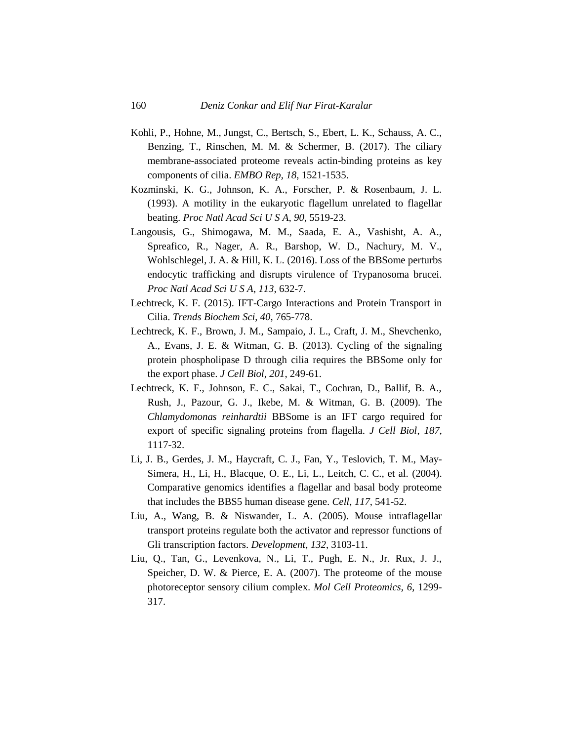Kohli, P., Hohne, M., Jungst, C., Bertsch, S., Ebert, L. K., Schauss, A. C., Benzing, T., Rinschen, M. M. & Schermer, B. (2017). The ciliary membrane-associated proteome reveals actin-binding proteins as key components of cilia. *EMBO Rep*, *18*, 1521-1535.

Kozminski, K. G., Johnson, K. A., Forscher, P. & Rosenbaum, J. L. (1993). A motility in the eukaryotic flagellum unrelated to flagellar beating. *Proc Natl Acad Sci U S A*, *90*, 5519-23.

Langousis, G., Shimogawa, M. M., Saada, E. A., Vashisht, A. A., Spreafico, R., Nager, A. R., Barshop, W. D., Nachury, M. V., Wohlschlegel, J. A. & Hill, K. L. (2016). Loss of the BBSome perturbs endocytic trafficking and disrupts virulence of Trypanosoma brucei. *Proc Natl Acad Sci U S A*, *113*, 632-7.

Lechtreck, K. F. (2015). IFT-Cargo Interactions and Protein Transport in Cilia. *Trends Biochem Sci*, *40*, 765-778.

Lechtreck, K. F., Brown, J. M., Sampaio, J. L., Craft, J. M., Shevchenko, A., Evans, J. E. & Witman, G. B. (2013). Cycling of the signaling protein phospholipase D through cilia requires the BBSome only for the export phase. *J Cell Biol*, *201*, 249-61.

Lechtreck, K. F., Johnson, E. C., Sakai, T., Cochran, D., Ballif, B. A., Rush, J., Pazour, G. J., Ikebe, M. & Witman, G. B. (2009). The *Chlamydomonas reinhardtii* BBSome is an IFT cargo required for export of specific signaling proteins from flagella. *J Cell Biol*, *187*, 1117-32.

Li, J. B., Gerdes, J. M., Haycraft, C. J., Fan, Y., Teslovich, T. M., May-Simera, H., Li, H., Blacque, O. E., Li, L., Leitch, C. C., et al. (2004). Comparative genomics identifies a flagellar and basal body proteome that includes the BBS5 human disease gene. *Cell*, *117*, 541-52.

Liu, A., Wang, B. & Niswander, L. A. (2005). Mouse intraflagellar transport proteins regulate both the activator and repressor functions of Gli transcription factors. *Development*, *132*, 3103-11.

Liu, Q., Tan, G., Levenkova, N., Li, T., Pugh, E. N., Jr. Rux, J. J., Speicher, D. W. & Pierce, E. A. (2007). The proteome of the mouse photoreceptor sensory cilium complex. *Mol Cell Proteomics*, *6*, 1299-317.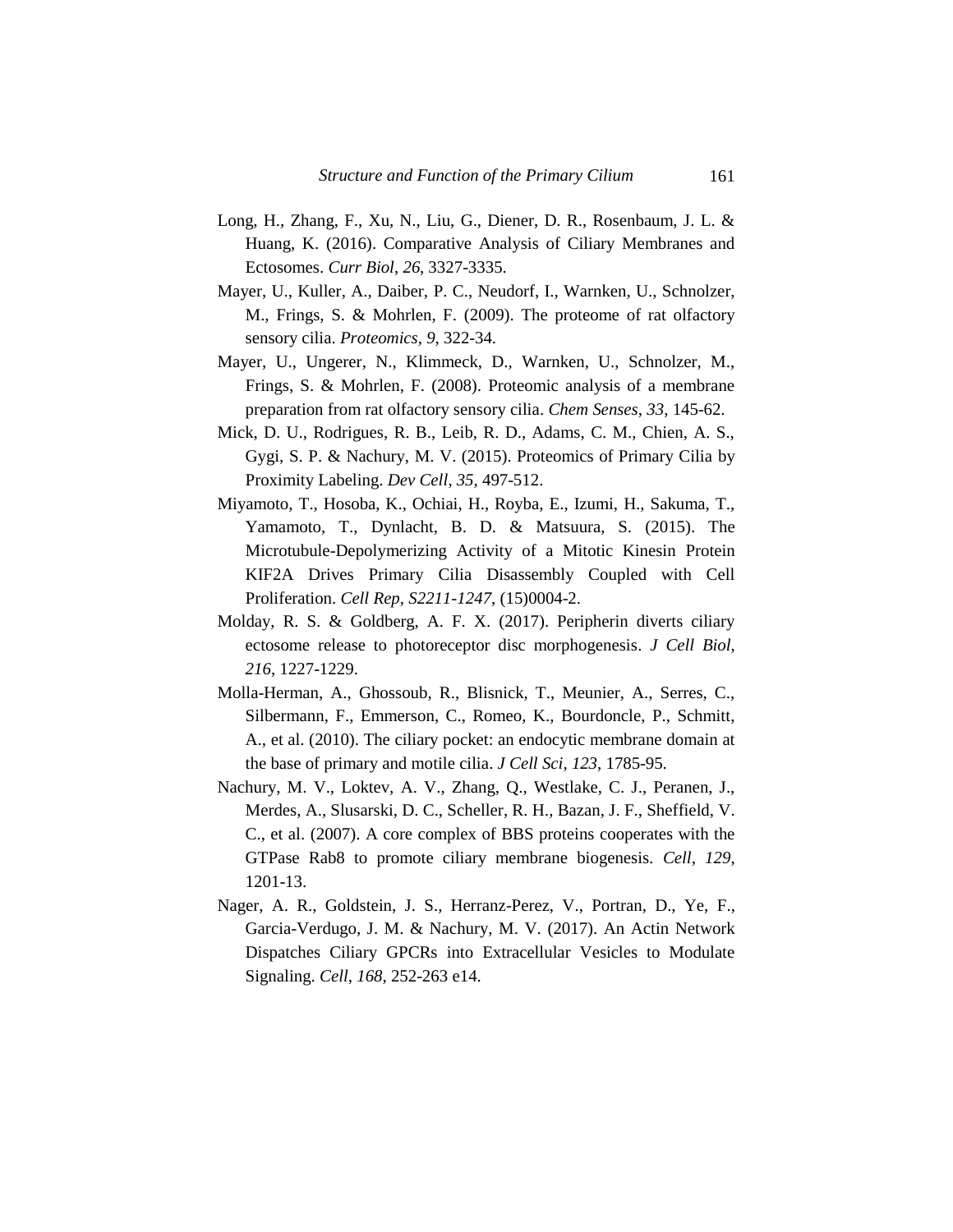Long, H., Zhang, F., Xu, N., Liu, G., Diener, D. R., Rosenbaum, J. L. & Huang, K. (2016). Comparative Analysis of Ciliary Membranes and Ectosomes. *Curr Biol*, *26*, 3327-3335.

Mayer, U., Kuller, A., Daiber, P. C., Neudorf, I., Warnken, U., Schnolzer, M., Frings, S. & Mohrlen, F. (2009). The proteome of rat olfactory sensory cilia. *Proteomics*, *9*, 322-34.

Mayer, U., Ungerer, N., Klimmeck, D., Warnken, U., Schnolzer, M., Frings, S. & Mohrlen, F. (2008). Proteomic analysis of a membrane preparation from rat olfactory sensory cilia. *Chem Senses*, *33*, 145-62.

Mick, D. U., Rodrigues, R. B., Leib, R. D., Adams, C. M., Chien, A. S., Gygi, S. P. & Nachury, M. V. (2015). Proteomics of Primary Cilia by Proximity Labeling. *Dev Cell*, *35*, 497-512.

Miyamoto, T., Hosoba, K., Ochiai, H., Royba, E., Izumi, H., Sakuma, T., Yamamoto, T., Dynlacht, B. D. & Matsuura, S. (2015). The Microtubule-Depolymerizing Activity of a Mitotic Kinesin Protein KIF2A Drives Primary Cilia Disassembly Coupled with Cell Proliferation. *Cell Rep*, *S2211-1247*, (15)0004-2.

Molday, R. S. & Goldberg, A. F. X. (2017). Peripherin diverts ciliary ectosome release to photoreceptor disc morphogenesis. *J Cell Biol*, *216*, 1227-1229.

Molla-Herman, A., Ghossoub, R., Blisnick, T., Meunier, A., Serres, C., Silbermann, F., Emmerson, C., Romeo, K., Bourdoncle, P., Schmitt, A., et al. (2010). The ciliary pocket: an endocytic membrane domain at the base of primary and motile cilia. *J Cell Sci*, *123*, 1785-95.

Nachury, M. V., Loktev, A. V., Zhang, Q., Westlake, C. J., Peranen, J., Merdes, A., Slusarski, D. C., Scheller, R. H., Bazan, J. F., Sheffield, V. C., et al. (2007). A core complex of BBS proteins cooperates with the GTPase Rab8 to promote ciliary membrane biogenesis. *Cell*, *129*, 1201-13.

Nager, A. R., Goldstein, J. S., Herranz-Perez, V., Portran, D., Ye, F., Garcia-Verdugo, J. M. & Nachury, M. V. (2017). An Actin Network Dispatches Ciliary GPCRs into Extracellular Vesicles to Modulate Signaling. *Cell*, *168*, 252-263 e14.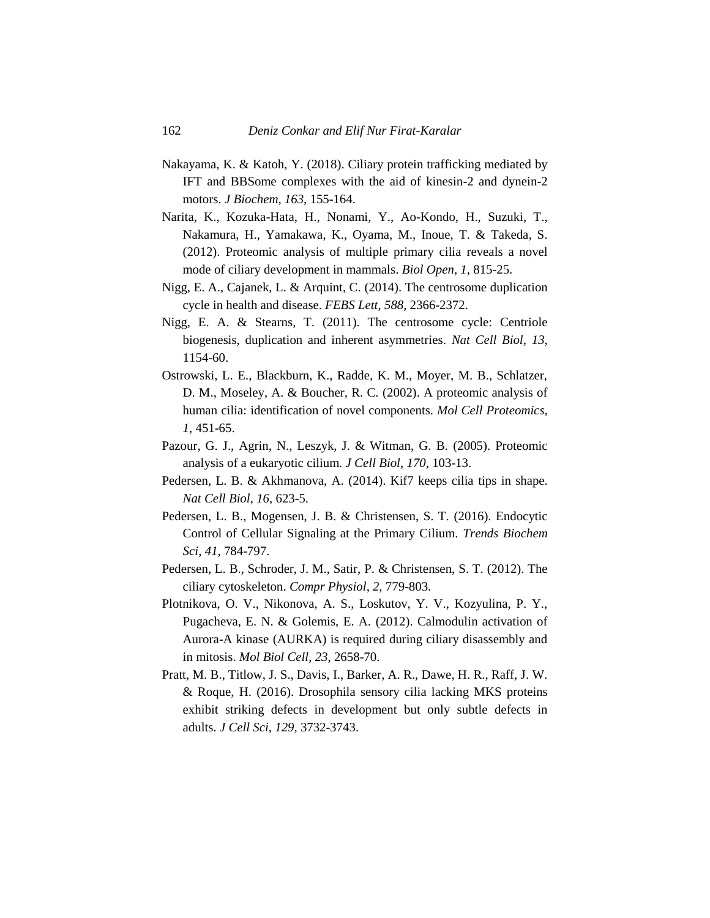Nakayama, K. & Katoh, Y. (2018). Ciliary protein trafficking mediated by IFT and BBSome complexes with the aid of kinesin-2 and dynein-2 motors. *J Biochem*, *163*, 155-164.

Narita, K., Kozuka-Hata, H., Nonami, Y., Ao-Kondo, H., Suzuki, T., Nakamura, H., Yamakawa, K., Oyama, M., Inoue, T. & Takeda, S. (2012). Proteomic analysis of multiple primary cilia reveals a novel mode of ciliary development in mammals. *Biol Open*, *1*, 815-25.

Nigg, E. A., Cajanek, L. & Arquint, C. (2014). The centrosome duplication cycle in health and disease. *FEBS Lett*, *588*, 2366-2372.

Nigg, E. A. & Stearns, T. (2011). The centrosome cycle: Centriole biogenesis, duplication and inherent asymmetries. *Nat Cell Biol*, *13*, 1154-60.

Ostrowski, L. E., Blackburn, K., Radde, K. M., Moyer, M. B., Schlatzer, D. M., Moseley, A. & Boucher, R. C. (2002). A proteomic analysis of human cilia: identification of novel components. *Mol Cell Proteomics*, *1*, 451-65.

Pazour, G. J., Agrin, N., Leszyk, J. & Witman, G. B. (2005). Proteomic analysis of a eukaryotic cilium. *J Cell Biol*, *170*, 103-13.

Pedersen, L. B. & Akhmanova, A. (2014). Kif7 keeps cilia tips in shape. *Nat Cell Biol*, *16*, 623-5.

Pedersen, L. B., Mogensen, J. B. & Christensen, S. T. (2016). Endocytic Control of Cellular Signaling at the Primary Cilium. *Trends Biochem Sci*, *41*, 784-797.

Pedersen, L. B., Schroder, J. M., Satir, P. & Christensen, S. T. (2012). The ciliary cytoskeleton. *Compr Physiol*, *2*, 779-803.

Plotnikova, O. V., Nikonova, A. S., Loskutov, Y. V., Kozyulina, P. Y., Pugacheva, E. N. & Golemis, E. A. (2012). Calmodulin activation of Aurora-A kinase (AURKA) is required during ciliary disassembly and in mitosis. *Mol Biol Cell*, *23*, 2658-70.

Pratt, M. B., Titlow, J. S., Davis, I., Barker, A. R., Dawe, H. R., Raff, J. W. & Roque, H. (2016). Drosophila sensory cilia lacking MKS proteins exhibit striking defects in development but only subtle defects in adults. *J Cell Sci*, *129*, 3732-3743.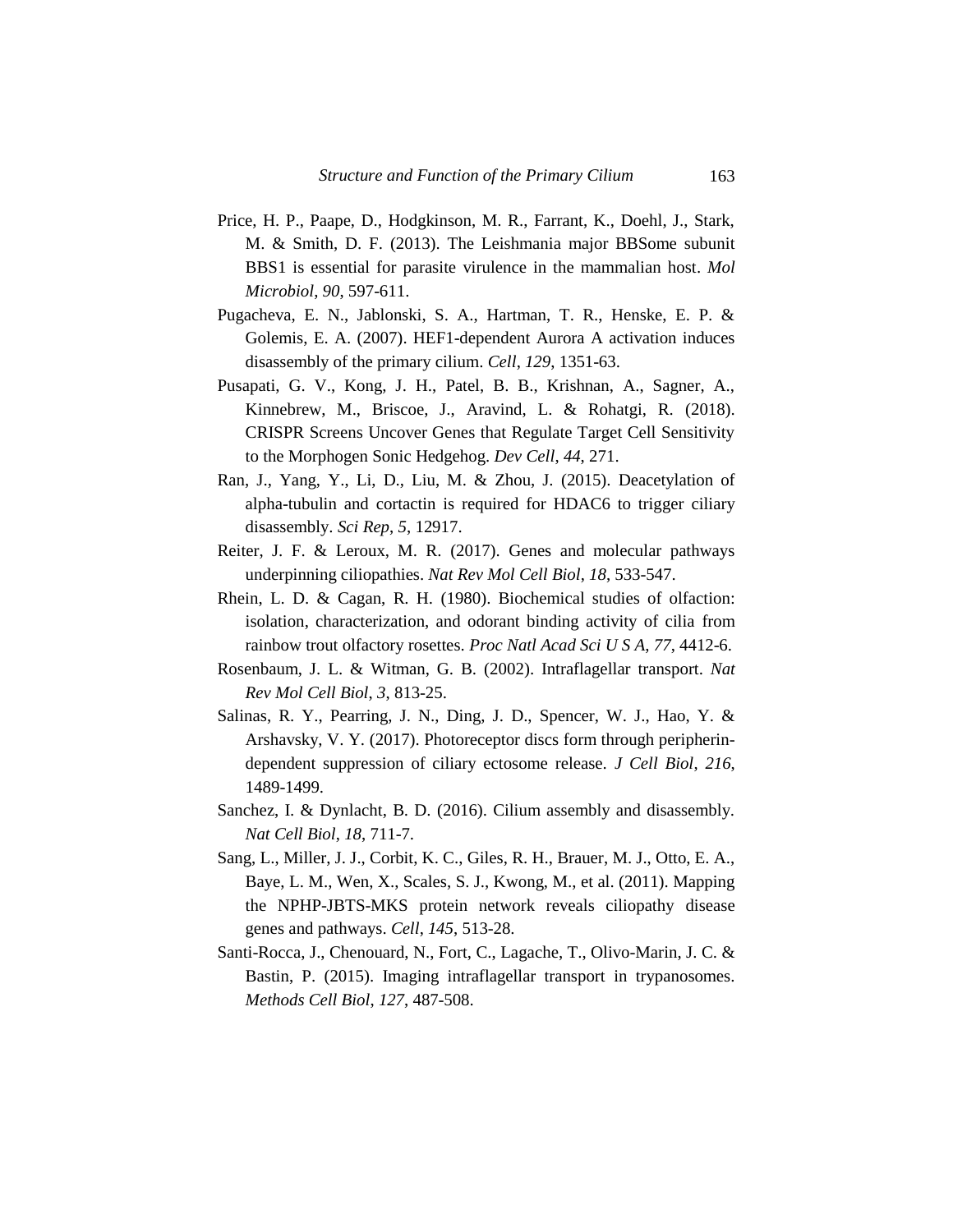Price, H. P., Paape, D., Hodgkinson, M. R., Farrant, K., Doehl, J., Stark, M. & Smith, D. F. (2013). The Leishmania major BBSome subunit BBS1 is essential for parasite virulence in the mammalian host. *Mol Microbiol*, *90*, 597-611.

Pugacheva, E. N., Jablonski, S. A., Hartman, T. R., Henske, E. P. & Golemis, E. A. (2007). HEF1-dependent Aurora A activation induces disassembly of the primary cilium. *Cell*, *129*, 1351-63.

Pusapati, G. V., Kong, J. H., Patel, B. B., Krishnan, A., Sagner, A., Kinnebrew, M., Briscoe, J., Aravind, L. & Rohatgi, R. (2018). CRISPR Screens Uncover Genes that Regulate Target Cell Sensitivity to the Morphogen Sonic Hedgehog. *Dev Cell*, *44*, 271.

Ran, J., Yang, Y., Li, D., Liu, M. & Zhou, J. (2015). Deacetylation of alpha-tubulin and cortactin is required for HDAC6 to trigger ciliary disassembly. *Sci Rep*, *5*, 12917.

Reiter, J. F. & Leroux, M. R. (2017). Genes and molecular pathways underpinning ciliopathies. *Nat Rev Mol Cell Biol*, *18*, 533-547.

Rhein, L. D. & Cagan, R. H. (1980). Biochemical studies of olfaction: isolation, characterization, and odorant binding activity of cilia from rainbow trout olfactory rosettes. *Proc Natl Acad Sci U S A*, *77*, 4412-6.

Rosenbaum, J. L. & Witman, G. B. (2002). Intraflagellar transport. *Nat Rev Mol Cell Biol*, *3*, 813-25.

Salinas, R. Y., Pearring, J. N., Ding, J. D., Spencer, W. J., Hao, Y. & Arshavsky, V. Y. (2017). Photoreceptor discs form through peripherin-dependent suppression of ciliary ectosome release. *J Cell Biol*, *216*, 1489-1499.

Sanchez, I. & Dynlacht, B. D. (2016). Cilium assembly and disassembly. *Nat Cell Biol*, *18*, 711-7.

Sang, L., Miller, J. J., Corbit, K. C., Giles, R. H., Brauer, M. J., Otto, E. A., Baye, L. M., Wen, X., Scales, S. J., Kwong, M., et al. (2011). Mapping the NPHP-JBTS-MKS protein network reveals ciliopathy disease genes and pathways. *Cell*, *145*, 513-28.

Santi-Rocca, J., Chenouard, N., Fort, C., Lagache, T., Olivo-Marin, J. C. & Bastin, P. (2015). Imaging intraflagellar transport in trypanosomes. *Methods Cell Biol*, *127*, 487-508.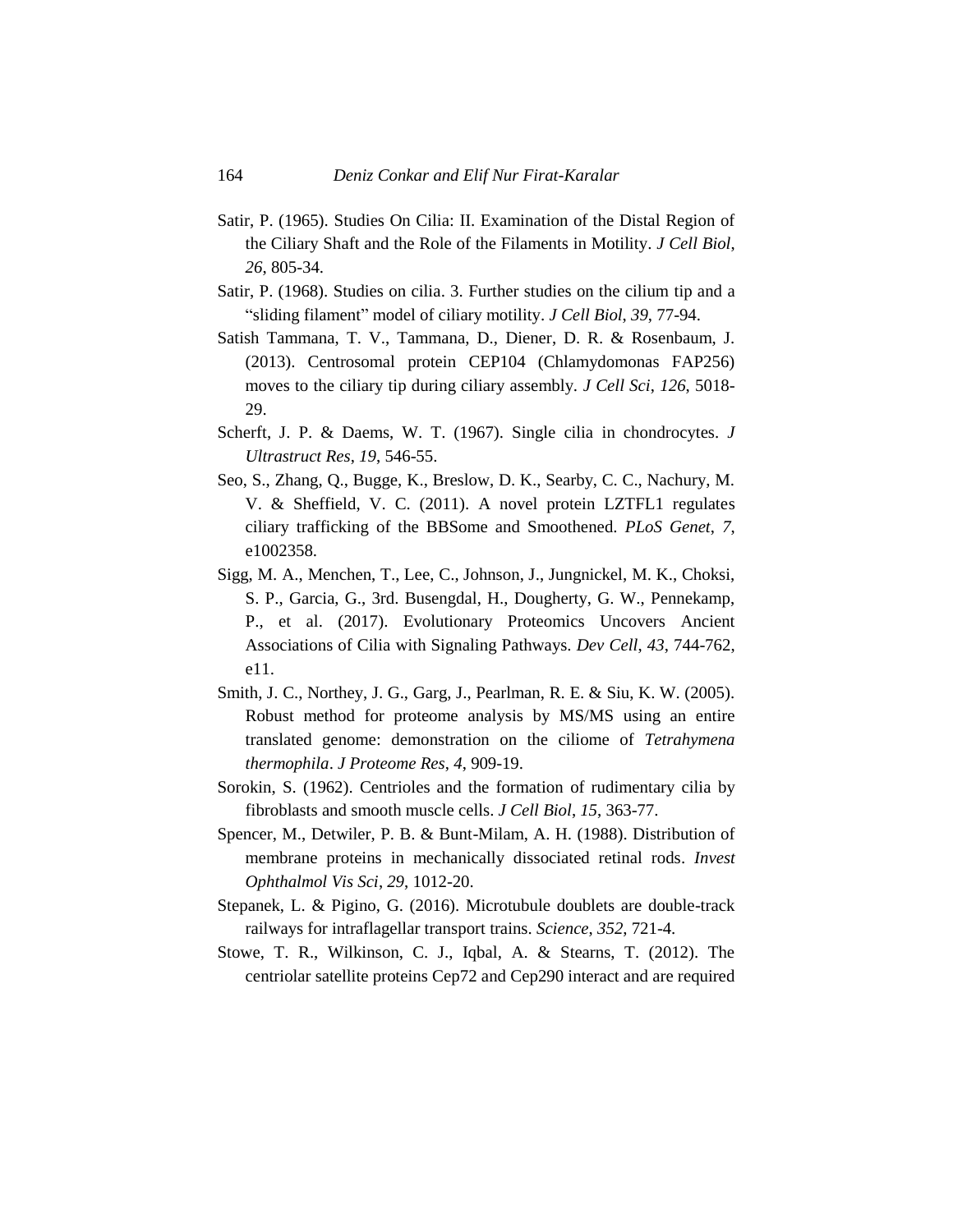Satir, P. (1965). Studies On Cilia: II. Examination of the Distal Region of the Ciliary Shaft and the Role of the Filaments in Motility. *J Cell Biol*, *26*, 805-34.

Satir, P. (1968). Studies on cilia. 3. Further studies on the cilium tip and a "sliding filament" model of ciliary motility. *J Cell Biol*, *39*, 77-94.

Satish Tammana, T. V., Tammana, D., Diener, D. R. & Rosenbaum, J. (2013). Centrosomal protein CEP104 (Chlamydomonas FAP256) moves to the ciliary tip during ciliary assembly. *J Cell Sci*, *126*, 5018-29.

Scherft, J. P. & Daems, W. T. (1967). Single cilia in chondrocytes. *J Ultrastruct Res*, *19*, 546-55.

Seo, S., Zhang, Q., Bugge, K., Breslow, D. K., Searby, C. C., Nachury, M. V. & Sheffield, V. C. (2011). A novel protein LZTFL1 regulates ciliary trafficking of the BBSome and Smoothened. *PLoS Genet*, *7*, e1002358.

Sigg, M. A., Menchen, T., Lee, C., Johnson, J., Jungnickel, M. K., Choksi, S. P., Garcia, G., 3rd. Busengdal, H., Dougherty, G. W., Pennekamp, P., et al. (2017). Evolutionary Proteomics Uncovers Ancient Associations of Cilia with Signaling Pathways. *Dev Cell*, *43*, 744-762, e11.

Smith, J. C., Northey, J. G., Garg, J., Pearlman, R. E. & Siu, K. W. (2005). Robust method for proteome analysis by MS/MS using an entire translated genome: demonstration on the ciliome of *Tetrahymena thermophila*. *J Proteome Res*, *4*, 909-19.

Sorokin, S. (1962). Centrioles and the formation of rudimentary cilia by fibroblasts and smooth muscle cells. *J Cell Biol*, *15*, 363-77.

Spencer, M., Detwiler, P. B. & Bunt-Milam, A. H. (1988). Distribution of membrane proteins in mechanically dissociated retinal rods. *Invest Ophthalmol Vis Sci*, *29*, 1012-20.

Stepanek, L. & Pigino, G. (2016). Microtubule doublets are double-track railways for intraflagellar transport trains. *Science*, *352*, 721-4.

Stowe, T. R., Wilkinson, C. J., Iqbal, A. & Stearns, T. (2012). The centriolar satellite proteins Cep72 and Cep290 interact and are required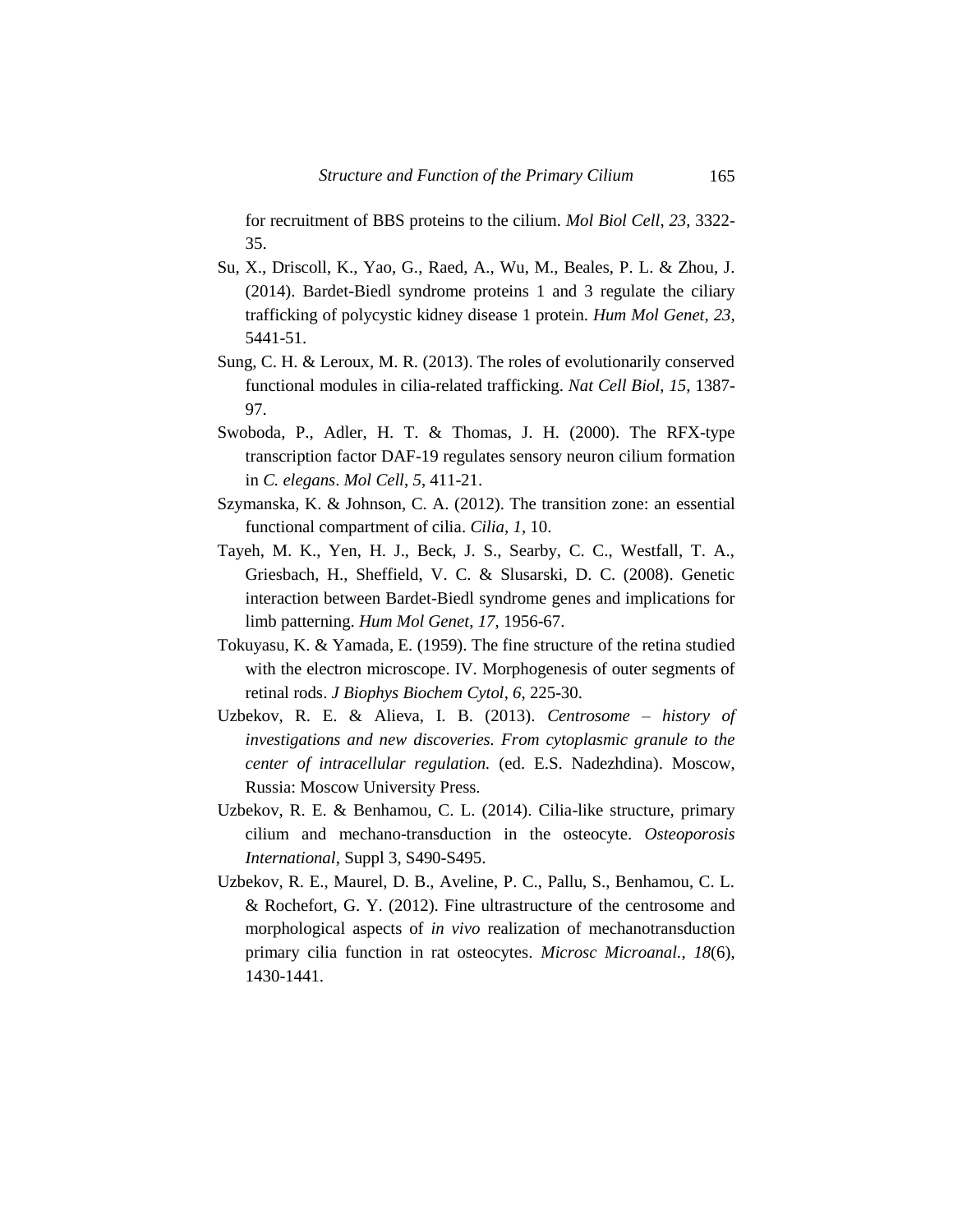for recruitment of BBS proteins to the cilium. *Mol Biol Cell*, *23*, 3322-35.

Su, X., Driscoll, K., Yao, G., Raed, A., Wu, M., Beales, P. L. & Zhou, J. (2014). Bardet-Biedl syndrome proteins 1 and 3 regulate the ciliary trafficking of polycystic kidney disease 1 protein. *Hum Mol Genet*, *23*, 5441-51.

Sung, C. H. & Leroux, M. R. (2013). The roles of evolutionarily conserved functional modules in cilia-related trafficking. *Nat Cell Biol*, *15*, 1387-97.

Swoboda, P., Adler, H. T. & Thomas, J. H. (2000). The RFX-type transcription factor DAF-19 regulates sensory neuron cilium formation in *C. elegans*. *Mol Cell*, *5*, 411-21.

Szymanska, K. & Johnson, C. A. (2012). The transition zone: an essential functional compartment of cilia. *Cilia*, *1*, 10.

Tayeh, M. K., Yen, H. J., Beck, J. S., Searby, C. C., Westfall, T. A., Griesbach, H., Sheffield, V. C. & Slusarski, D. C. (2008). Genetic interaction between Bardet-Biedl syndrome genes and implications for limb patterning. *Hum Mol Genet*, *17*, 1956-67.

Tokuyasu, K. & Yamada, E. (1959). The fine structure of the retina studied with the electron microscope. IV. Morphogenesis of outer segments of retinal rods. *J Biophys Biochem Cytol*, *6*, 225-30.

Uzbekov, R. E. & Alieva, I. B. (2013). *Centrosome – history of investigations and new discoveries. From cytoplasmic granule to the center of intracellular regulation.* (ed. E.S. Nadezhdina). Moscow, Russia: Moscow University Press.

Uzbekov, R. E. & Benhamou, C. L. (2014). Cilia-like structure, primary cilium and mechano-transduction in the osteocyte. *Osteoporosis International*, Suppl 3, S490-S495.

Uzbekov, R. E., Maurel, D. B., Aveline, P. C., Pallu, S., Benhamou, C. L. & Rochefort, G. Y. (2012). Fine ultrastructure of the centrosome and morphological aspects of *in vivo* realization of mechanotransduction primary cilia function in rat osteocytes. *Microsc Microanal.*, *18*(6), 1430-1441.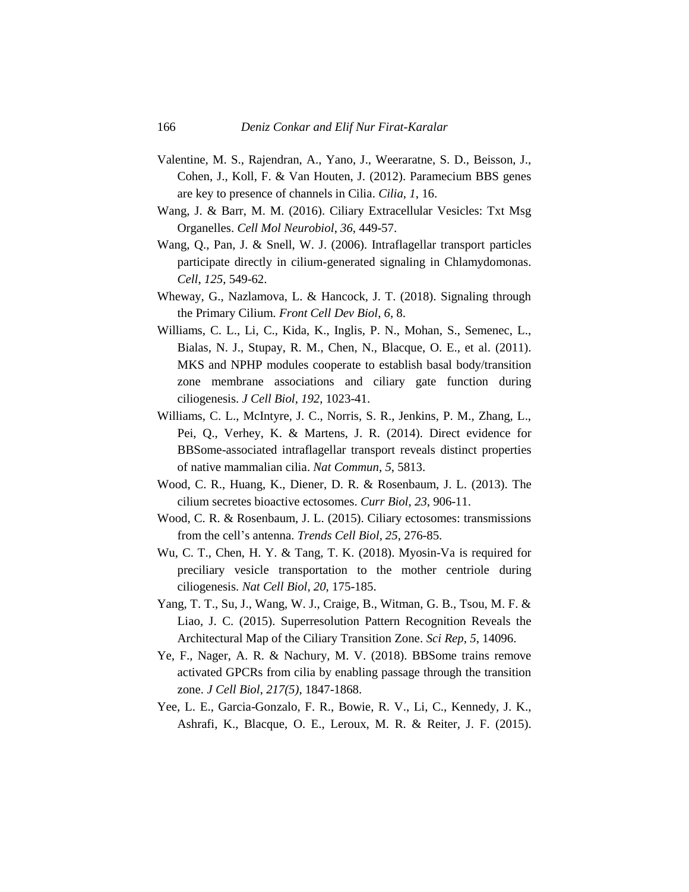Valentine, M. S., Rajendran, A., Yano, J., Weeraratne, S. D., Beisson, J., Cohen, J., Koll, F. & Van Houten, J. (2012). Paramecium BBS genes are key to presence of channels in Cilia. *Cilia*, *1*, 16.

Wang, J. & Barr, M. M. (2016). Ciliary Extracellular Vesicles: Txt Msg Organelles. *Cell Mol Neurobiol*, *36*, 449-57.

Wang, Q., Pan, J. & Snell, W. J. (2006). Intraflagellar transport particles participate directly in cilium-generated signaling in Chlamydomonas. *Cell*, *125*, 549-62.

Wheway, G., Nazlamova, L. & Hancock, J. T. (2018). Signaling through the Primary Cilium. *Front Cell Dev Biol*, *6*, 8.

Williams, C. L., Li, C., Kida, K., Inglis, P. N., Mohan, S., Semenec, L., Bialas, N. J., Stupay, R. M., Chen, N., Blacque, O. E., et al. (2011). MKS and NPHP modules cooperate to establish basal body/transition zone membrane associations and ciliary gate function during ciliogenesis. *J Cell Biol*, *192*, 1023-41.

Williams, C. L., McIntyre, J. C., Norris, S. R., Jenkins, P. M., Zhang, L., Pei, Q., Verhey, K. & Martens, J. R. (2014). Direct evidence for BBSome-associated intraflagellar transport reveals distinct properties of native mammalian cilia. *Nat Commun*, *5*, 5813.

Wood, C. R., Huang, K., Diener, D. R. & Rosenbaum, J. L. (2013). The cilium secretes bioactive ectosomes. *Curr Biol*, *23*, 906-11.

Wood, C. R. & Rosenbaum, J. L. (2015). Ciliary ectosomes: transmissions from the cell's antenna. *Trends Cell Biol*, *25*, 276-85.

Wu, C. T., Chen, H. Y. & Tang, T. K. (2018). Myosin-Va is required for preciliary vesicle transportation to the mother centriole during ciliogenesis. *Nat Cell Biol*, *20*, 175-185.

Yang, T. T., Su, J., Wang, W. J., Craige, B., Witman, G. B., Tsou, M. F. & Liao, J. C. (2015). Superresolution Pattern Recognition Reveals the Architectural Map of the Ciliary Transition Zone. *Sci Rep*, *5*, 14096.

Ye, F., Nager, A. R. & Nachury, M. V. (2018). BBSome trains remove activated GPCRs from cilia by enabling passage through the transition zone. *J Cell Biol*, *217(5)*, 1847-1868.

Yee, L. E., Garcia-Gonzalo, F. R., Bowie, R. V., Li, C., Kennedy, J. K., Ashrafi, K., Blacque, O. E., Leroux, M. R. & Reiter, J. F. (2015).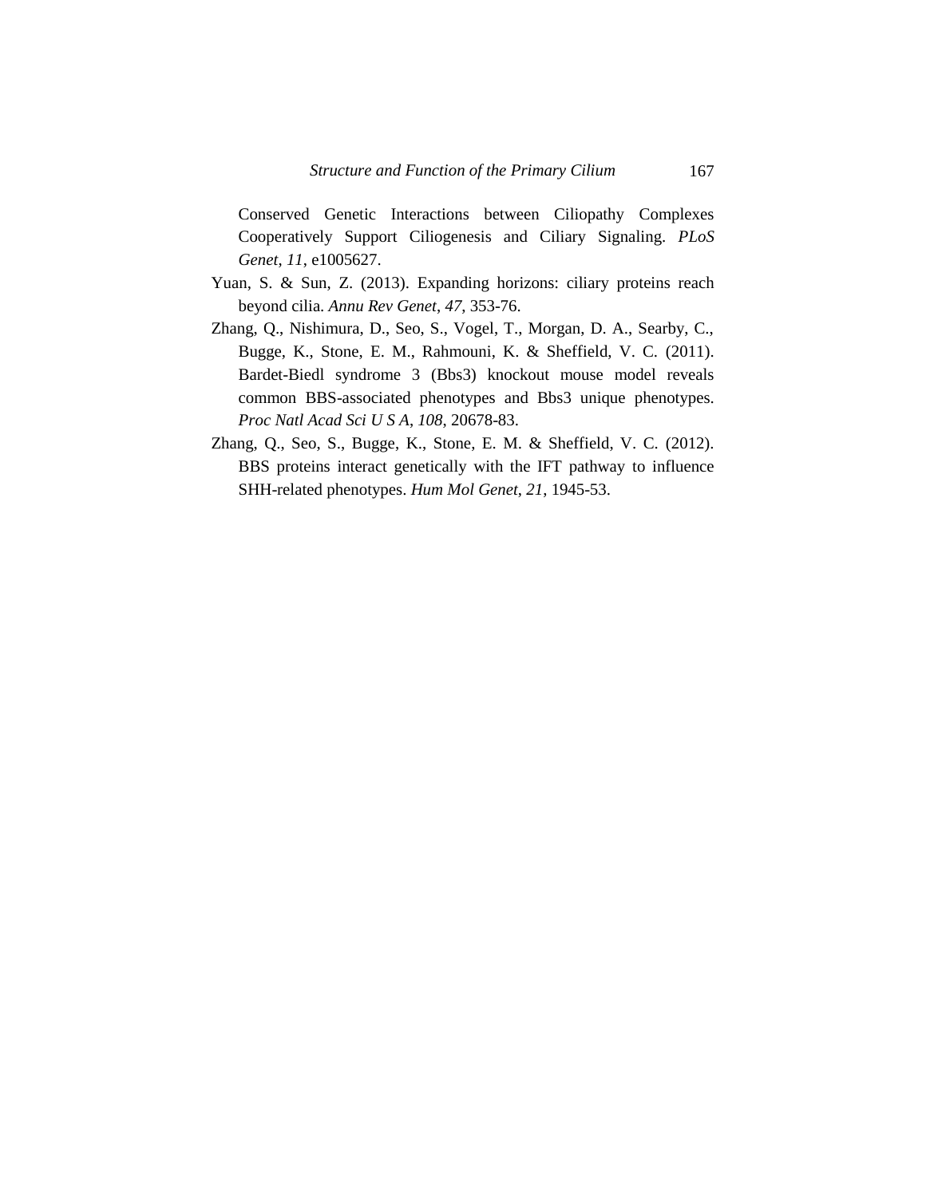Conserved Genetic Interactions between Ciliopathy Complexes Cooperatively Support Ciliogenesis and Ciliary Signaling. *PLoS Genet*, *11*, e1005627.

Yuan, S. & Sun, Z. (2013). Expanding horizons: ciliary proteins reach beyond cilia. *Annu Rev Genet*, *47*, 353-76.

Zhang, Q., Nishimura, D., Seo, S., Vogel, T., Morgan, D. A., Searby, C., Bugge, K., Stone, E. M., Rahmouni, K. & Sheffield, V. C. (2011). Bardet-Biedl syndrome 3 (Bbs3) knockout mouse model reveals common BBS-associated phenotypes and Bbs3 unique phenotypes. *Proc Natl Acad Sci U S A*, *108*, 20678-83.

Zhang, Q., Seo, S., Bugge, K., Stone, E. M. & Sheffield, V. C. (2012). BBS proteins interact genetically with the IFT pathway to influence SHH-related phenotypes. *Hum Mol Genet*, *21*, 1945-53.